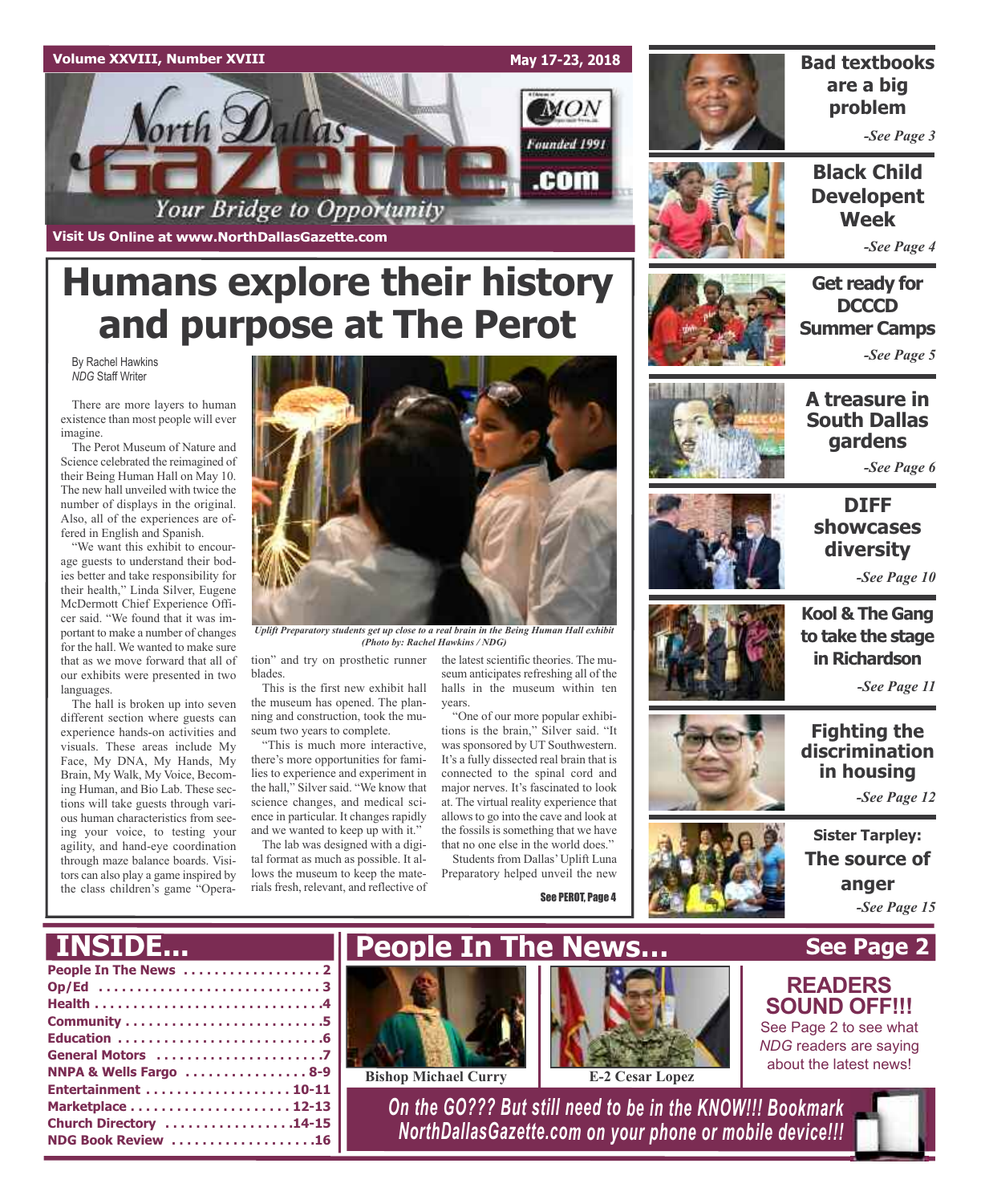Volume XXVIII, Number XVIII — May 17-23, 2018

# North Dallas Gazette

Founded 1991

.com

*Your Bridge to Opportunity*

Visit Us Online at www.NorthDallasGazette.com

# Humans explore their history and purpose at The Perot

By Rachel Hawkins
*NDG* Staff Writer

There are more layers to human existence than most people will ever imagine.

The Perot Museum of Nature and Science celebrated the reimagined of their Being Human Hall on May 10. The new hall unveiled with twice the number of displays in the original. Also, all of the experiences are offered in English and Spanish.

"We want this exhibit to encourage guests to understand their bodies better and take responsibility for their health," Linda Silver, Eugene McDermott Chief Experience Officer said. "We found that it was important to make a number of changes for the hall. We wanted to make sure that as we move forward that all of our exhibits were presented in two languages.

The hall is broken up into seven different section where guests can experience hands-on activities and visuals. These areas include My Face, My DNA, My Hands, My Brain, My Walk, My Voice, Becoming Human, and Bio Lab. These sections will take guests through various human characteristics from seeing your voice, to testing your agility, and hand-eye coordination through maze balance boards. Visitors can also play a game inspired by the class children's game "Operation" and try on prosthetic runner blades.

*Uplift Preparatory students get up close to a real brain in the Being Human Hall exhibit (Photo by: Rachel Hawkins / NDG)*

This is the first new exhibit hall the museum has opened. The planning and construction, took the museum two years to complete.

"This is much more interactive, there's more opportunities for families to experience and experiment in the hall," Silver said. "We know that science changes, and medical science in particular. It changes rapidly and we wanted to keep up with it."

The lab was designed with a digital format as much as possible. It allows the museum to keep the materials fresh, relevant, and reflective of the latest scientific theories. The museum anticipates refreshing all of the halls in the museum within ten years.

"One of our more popular exhibitions is the brain," Silver said. "It was sponsored by UT Southwestern. It's a fully dissected real brain that is connected to the spinal cord and major nerves. It's fascinated to look at. The virtual reality experience that allows to go into the cave and look at the fossils is something that we have that no one else in the world does."

Students from Dallas' Uplift Luna Preparatory helped unveil the new

See PEROT, Page 4

---

**Bad textbooks are a big problem** *-See Page 3*

**Black Child Developent Week** *-See Page 4*

**Get ready for DCCCD Summer Camps** *-See Page 5*

**A treasure in South Dallas gardens** *-See Page 6*

**DIFF showcases diversity** *-See Page 10*

**Kool & The Gang to take the stage in Richardson** *-See Page 11*

**Fighting the discrimination in housing** *-See Page 12*

**Sister Tarpley: The source of anger** *-See Page 15*

---

## INSIDE...

- People In The News . . . . . 2
- Op/Ed . . . . . 3
- Health . . . . . 4
- Community . . . . . 5
- Education . . . . . 6
- General Motors . . . . . 7
- NNPA & Wells Fargo . . . . . 8-9
- Entertainment . . . . . 10-11
- Marketplace . . . . . 12-13
- Church Directory . . . . . 14-15
- NDG Book Review . . . . . 16

## People In The News... See Page 2

Bishop Michael Curry

E-2 Cesar Lopez

**READERS SOUND OFF!!!**
See Page 2 to see what *NDG* readers are saying about the latest news!

*On the GO??? But still need to be in the KNOW!!! Bookmark NorthDallasGazette.com on your phone or mobile device!!!*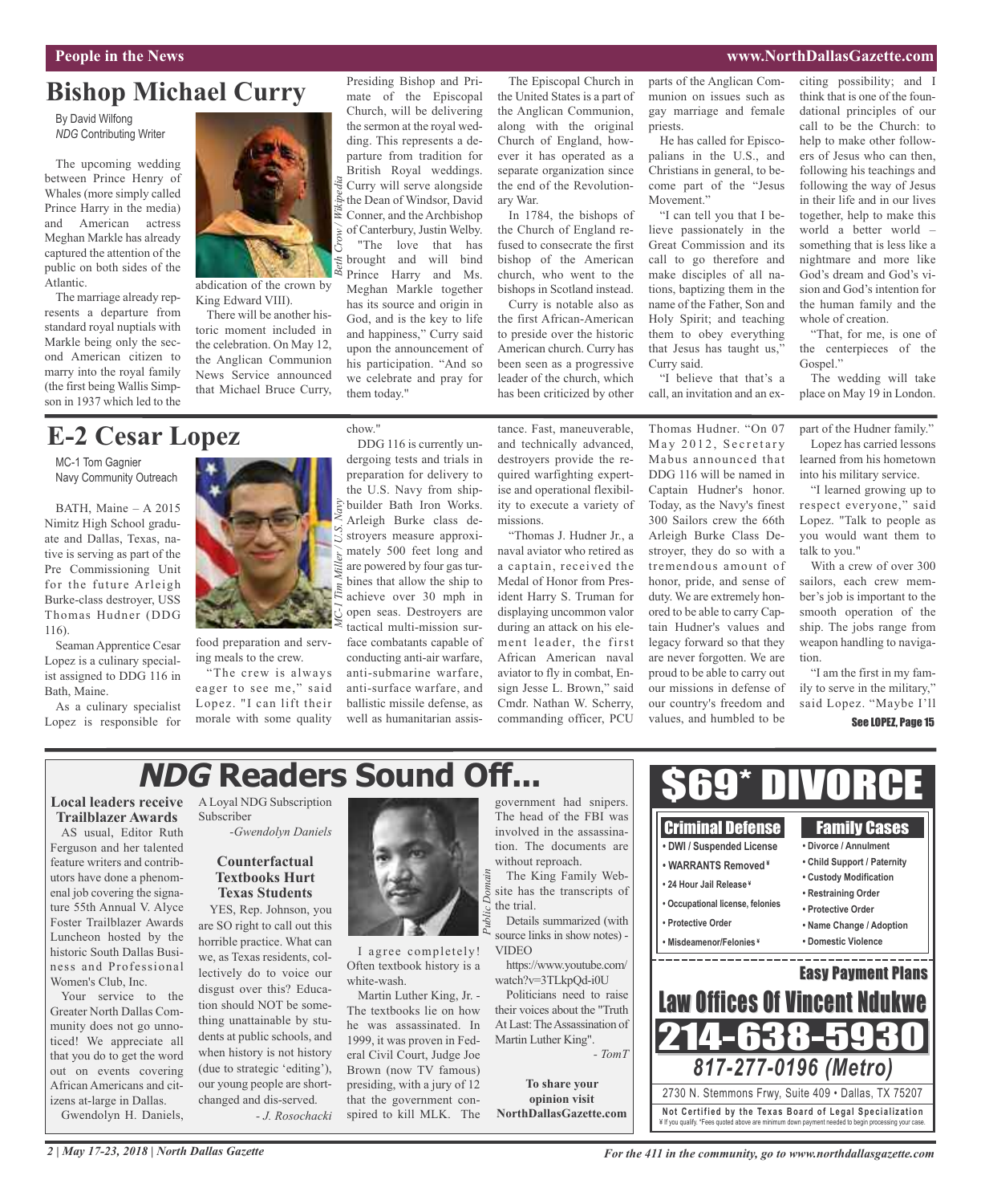# Bishop Michael Curry

By David Wilfong
*NDG* Contributing Writer

The upcoming wedding between Prince Henry of Whales (more simply called Prince Harry in the media) and American actress Meghan Markle has already captured the attention of the public on both sides of the Atlantic.

The marriage already represents a departure from standard royal nuptials with Markle being only the second American citizen to marry into the royal family (the first being Wallis Simpson in 1937 which led to the abdication of the crown by King Edward VIII).

*Beth Crow / Wikipedia*

There will be another historic moment included in the celebration. On May 12, the Anglican Communion News Service announced that Michael Bruce Curry, Presiding Bishop and Primate of the Episcopal Church, will be delivering the sermon at the royal wedding. This represents a departure from tradition for British Royal weddings. Curry will serve alongside the Dean of Windsor, David Conner, and the Archbishop of Canterbury, Justin Welby.

"The love that has brought and will bind Prince Harry and Ms. Meghan Markle together has its source and origin in God, and is the key to life and happiness," Curry said upon the announcement of his participation. "And so we celebrate and pray for them today."

The Episcopal Church in the United States is a part of the Anglican Communion, along with the original Church of England, however it has operated as a separate organization since the end of the Revolutionary War.

In 1784, the bishops of the Church of England refused to consecrate the first bishop of the American church, who went to the bishops in Scotland instead.

Curry is notable also as the first African-American to preside over the historic American church. Curry has been seen as a progressive leader of the church, which has been criticized by other parts of the Anglican Communion on issues such as gay marriage and female priests.

He has called for Episcopalians in the U.S., and Christians in general, to become part of the "Jesus Movement."

"I can tell you that I believe passionately in the Great Commission and its call to go therefore and make disciples of all nations, baptizing them in the name of the Father, Son and Holy Spirit; and teaching them to obey everything that Jesus has taught us," Curry said.

"I believe that that's a call, an invitation and an exciting possibility; and I think that is one of the foundational principles of our call to be the Church: to help to make other followers of Jesus who can then, following his teachings and following the way of Jesus in their life and in our lives together, help to make this world a better world – something that is less like a nightmare and more like God's dream and God's vision and God's intention for the human family and the whole of creation.

"That, for me, is one of the centerpieces of the Gospel."

The wedding will take place on May 19 in London.

# E-2 Cesar Lopez

MC-1 Tom Gagnier
Navy Community Outreach

BATH, Maine – A 2015 Nimitz High School graduate and Dallas, Texas, native is serving as part of the Pre Commissioning Unit for the future Arleigh Burke-class destroyer, USS Thomas Hudner (DDG 116).

Seaman Apprentice Cesar Lopez is a culinary specialist assigned to DDG 116 in Bath, Maine.

As a culinary specialist Lopez is responsible for food preparation and serving meals to the crew.

*MC-1 Tim Miller / U.S. Navy*

"The crew is always eager to see me," said Lopez. "I can lift their morale with some quality chow."

DDG 116 is currently undergoing tests and trials in preparation for delivery to the U.S. Navy from shipbuilder Bath Iron Works. Arleigh Burke class destroyers measure approximately 500 feet long and are powered by four gas turbines that allow the ship to achieve over 30 mph in open seas. Destroyers are tactical multi-mission surface combatants capable of conducting anti-air warfare, anti-submarine warfare, anti-surface warfare, and ballistic missile defense, as well as humanitarian assistance. Fast, maneuverable, and technically advanced, destroyers provide the required warfighting expertise and operational flexibility to execute a variety of missions.

"Thomas J. Hudner Jr., a naval aviator who retired as a captain, received the Medal of Honor from President Harry S. Truman for displaying uncommon valor during an attack on his element leader, the first African American naval aviator to fly in combat, Ensign Jesse L. Brown," said Cmdr. Nathan W. Scherry, commanding officer, PCU Thomas Hudner. "On 07 May 2012, Secretary Mabus announced that DDG 116 will be named in Captain Hudner's honor. Today, as the Navy's finest 300 Sailors crew the 66th Arleigh Burke Class Destroyer, they do so with a tremendous amount of honor, pride, and sense of duty. We are extremely honored to be able to carry Captain Hudner's values and legacy forward so that they are never forgotten. We are proud to be able to carry out our missions in defense of our country's freedom and values, and humbled to be part of the Hudner family."

Lopez has carried lessons learned from his hometown into his military service.

"I learned growing up to respect everyone," said Lopez. "Talk to people as you would want them to talk to you."

With a crew of over 300 sailors, each crew member's job is important to the smooth operation of the ship. The jobs range from weapon handling to navigation.

"I am the first in my family to serve in the military," said Lopez. "Maybe I'll

See LOPEZ, Page 15

# *NDG* Readers Sound Off...

### Local leaders receive Trailblazer Awards

AS usual, Editor Ruth Ferguson and her talented feature writers and contributors have done a phenomenal job covering the signature 55th Annual V. Alyce Foster Trailblazer Awards Luncheon hosted by the historic South Dallas Business and Professional Women's Club, Inc.

Your service to the Greater North Dallas Community does not go unnoticed! We appreciate all that you do to get the word out on events covering African Americans and citizens at-large in Dallas.

Gwendolyn H. Daniels, A Loyal NDG Subscription Subscriber

*-Gwendolyn Daniels*

### Counterfactual Textbooks Hurt Texas Students

YES, Rep. Johnson, you are SO right to call out this horrible practice. What can we, as Texas residents, collectively do to voice our disgust over this? Education should NOT be something unattainable by students at public schools, and when history is not history (due to strategic 'editing'), our young people are short-changed and dis-served.

*- J. Rosochacki*

*Public Domain*

I agree completely! Often textbook history is a white-wash.

Martin Luther King, Jr. - The textbooks lie on how he was assassinated. In 1999, it was proven in Federal Civil Court, Judge Joe Brown (now TV famous) presiding, with a jury of 12 that the government conspired to kill MLK. The government had snipers. The head of the FBI was involved in the assassination. The documents are without reproach.

The King Family Website has the transcripts of the trial.

Details summarized (with source links in show notes) - VIDEO

https://www.youtube.com/watch?v=3TLkpQd-i0U

Politicians need to raise their voices about the "Truth At Last: The Assassination of Martin Luther King".

*- TomT*

**To share your opinion visit NorthDallasGazette.com**

## $69* DIVORCE

**Criminal Defense**
- DWI / Suspended License
- WARRANTS Removed ¥
- 24 Hour Jail Release ¥
- Occupational license, felonies
- Protective Order
- Misdeameanor/Felonies ¥

**Family Cases**
- Divorce / Annulment
- Child Support / Paternity
- Custody Modification
- Restraining Order
- Protective Order
- Name Change / Adoption
- Domestic Violence

**Easy Payment Plans**

**Law Offices Of Vincent Ndukwe**

**214-638-5930**

***817-277-0196 (Metro)***

2730 N. Stemmons Frwy, Suite 409 • Dallas, TX 75207

**Not Certified by the Texas Board of Legal Specialization**
¥ If you qualify. *Fees quoted above are minimum down payment needed to begin processing your case.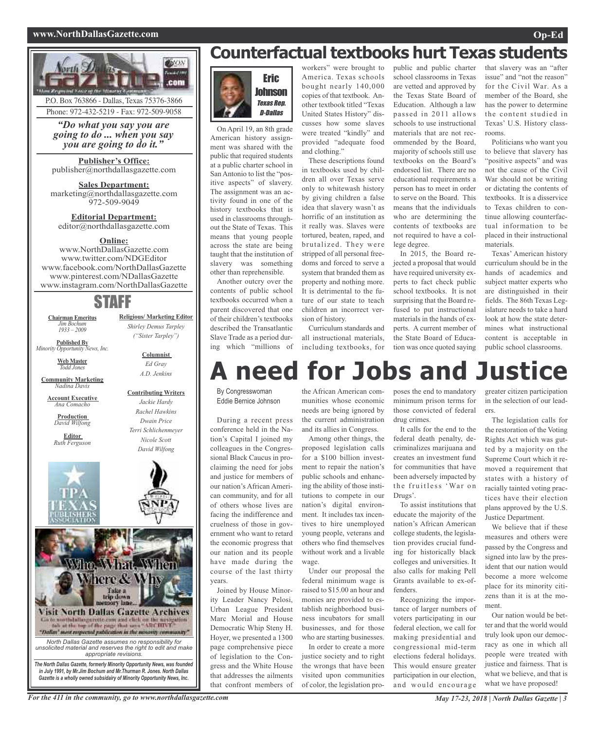North Dallas Gazette

P.O. Box 763866 - Dallas, Texas 75376-3866

Phone: 972-432-5219 - Fax: 972-509-9058

*"Do what you say you are going to do ... when you say you are going to do it."*

**Publisher's Office:**
publisher@northdallasgazette.com

**Sales Department:**
marketing@northdallasgazette.com
972-509-9049

**Editorial Department:**
editor@northdallasgazette.com

**Online:**
www.NorthDallasGazette.com
www.twitter.com/NDGEditor
www.facebook.com/NorthDallasGazette
www.pinterest.com/NDallasGazette
www.instagram.com/NorthDallasGazette

## STAFF

**Chairman Emeritus**
*Jim Bochum*
*1933 – 2009*

**Published By**
*Minority Opportunity News, Inc.*

**Web Master**
*Todd Jones*

**Community Marketing**
*Nadina Davis*

**Account Executive**
*Ana Comacho*

**Production**
*David Wilfong*

**Editor**
*Ruth Ferguson*

**Religious/ Marketing Editor**
*Shirley Demus Tarpley*
*("Sister Tarpley")*

**Columnist**
*Ed Gray*
*A.D. Jenkins*

**Contributing Writers**
*Jackie Hardy*
*Rachel Hawkins*
*Dwain Price*
*Terri Schlichenmeyer*
*Nicole Scott*
*David Wilfong*

Who, What, When Where & Why

Take a trip down memory lane...

Visit North Dallas Gazette Archives

Go to northdallasgazette.com and click on the navigation tab at the top of the page that says "ARCHIVE"

"Dallas' most respected publication in the minority community"

*North Dallas Gazette assumes no responsibility for unsolicited material and reserves the right to edit and make appropriate revisions.*

***The North Dallas Gazette, formerly Minority Opportunity News, was founded in July 1991, by Mr.Jim Bochum and Mr.Thurman R. Jones. North Dallas Gazette is a wholly owned subsidairy of Minority Opportunity News, Inc.***

# Counterfactual textbooks hurt Texas students

**Eric Johnson**
*Texas Rep. D-Dallas*

On April 19, an 8th grade American history assignment was shared with the public that required students at a public charter school in San Antonio to list the "positive aspects" of slavery. The assignment was an activity found in one of the history textbooks that is used in classrooms throughout the State of Texas. This means that young people across the state are being taught that the institution of slavery was something other than reprehensible.

Another outcry over the contents of public school textbooks occurred when a parent discovered that one of their children's textbooks described the Transatlantic Slave Trade as a period during which "millions of workers" were brought to America. Texas schools bought nearly 140,000 copies of that textbook. Another textbook titled "Texas United States History" discusses how some slaves were treated "kindly" and provided "adequate food and clothing."

These descriptions found in textbooks used by children all over Texas serve only to whitewash history by giving children a false idea that slavery wasn't as horrific of an institution as it really was. Slaves were tortured, beaten, raped, and brutalized. They were stripped of all personal freedoms and forced to serve a system that branded them as property and nothing more. It is detrimental to the future of our state to teach children an incorrect version of history.

Curriculum standards and all instructional materials, including textbooks, for public and public charter school classrooms in Texas are vetted and approved by the Texas State Board of Education. Although a law passed in 2011 allows schools to use instructional materials that are not recommended by the Board, majority of schools still use textbooks on the Board's endorsed list. There are no educational requirements a person has to meet in order to serve on the Board. This means that the individuals who are determining the contents of textbooks are not required to have a college degree.

In 2015, the Board rejected a proposal that would have required university experts to fact check public school textbooks. It is not surprising that the Board refused to put instructional materials in the hands of experts. A current member of the State Board of Education was once quoted saying that slavery was an "after issue" and "not the reason" for the Civil War. As a member of the Board, she has the power to determine the content studied in Texas' U.S. History classrooms.

Politicians who want you to believe that slavery has "positive aspects" and was not the cause of the Civil War should not be writing or dictating the contents of textbooks. It is a disservice to Texas children to continue allowing counterfactual information to be placed in their instructional materials.

Texas' American history curriculum should be in the hands of academics and subject matter experts who are distinguished in their fields. The 86th Texas Legislature needs to take a hard look at how the state determines what instructional content is acceptable in public school classrooms.

# A need for Jobs and Justice

By Congresswoman Eddie Bernice Johnson

During a recent press conference held in the Nation's Capital I joined my colleagues in the Congressional Black Caucus in proclaiming the need for jobs and justice for members of our nation's African American community, and for all of others whose lives are facing the indifference and cruelness of those in government who want to retard the economic progress that our nation and its people have made during the course of the last thirty years.

Joined by House Minority Leader Nancy Pelosi, Urban League President Marc Morial and House Democratic Whip Steny H. Hoyer, we presented a 1300 page comprehensive piece of legislation to the Congress and the White House that addresses the ailments that confront members of the African American communities whose economic needs are being ignored by the current administration and its allies in Congress.

Among other things, the proposed legislation calls for a $100 billion investment to repair the nation's public schools and enhancing the ability of those institutions to compete in our nation's digital environment. It includes tax incentives to hire unemployed young people, veterans and others who find themselves without work and a livable wage.

Under our proposal the federal minimum wage is raised to $15.00 an hour and monies are provided to establish neighborhood business incubators for small businesses, and for those who are starting businesses.

In order to create a more justice society and to right the wrongs that have been visited upon communities of color, the legislation proposes the end to mandatory minimum prison terms for those convicted of federal drug crimes.

It calls for the end to the federal death penalty, decriminalizes marijuana and creates an investment fund for communities that have been adversely impacted by the fruitless 'War on Drugs'.

To assist institutions that educate the majority of the nation's African American college students, the legislation provides crucial funding for historically black colleges and universities. It also calls for making Pell Grants available to ex-offenders.

Recognizing the importance of larger numbers of voters participating in our federal election, we call for making presidential and congressional mid-term elections federal holidays. This would ensure greater participation in our election, and would encourage greater citizen participation in the selection of our leaders.

The legislation calls for the restoration of the Voting Rights Act which was gutted by a majority on the Supreme Court which it removed a requirement that states with a history of racially tainted voting practices have their election plans approved by the U.S. Justice Department.

We believe that if these measures and others were passed by the Congress and signed into law by the president that our nation would become a more welcome place for its minority citizens than it is at the moment.

Our nation would be better and that the world would truly look upon our democracy as one in which all people were treated with justice and fairness. That is what we believe, and that is what we have proposed!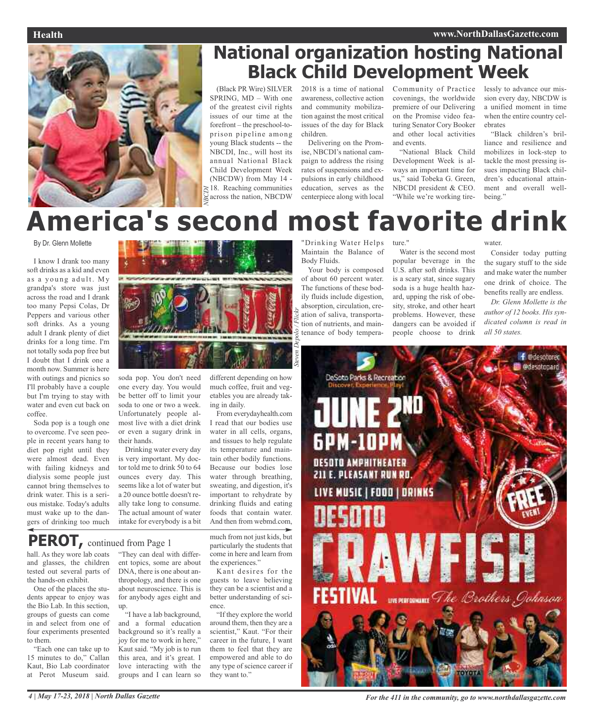# National organization hosting National Black Child Development Week

(Black PR Wire) SILVER SPRING, MD – With one of the greatest civil rights issues of our time at the forefront – the preschool-to-prison pipeline among young Black students -- the NBCDI, Inc., will host its annual National Black Child Development Week (NBCDW) from May 14 - 18. Reaching communities across the nation, NBCDW 2018 is a time of national awareness, collective action and community mobilization against the most critical issues of the day for Black children.

Delivering on the Promise, NBCDI's national campaign to address the rising rates of suspensions and expulsions in early childhood education, serves as the centerpiece along with local Community of Practice covenings, the worldwide premiere of our Delivering on the Promise video featuring Senator Cory Booker and other local activities and events.

"National Black Child Development Week is always an important time for us," said Tobeka G. Green, NBCDI president & CEO. "While we're working tirelessly to advance our mission every day, NBCDW is a unified moment in time when the entire country celebrates

"Black children's brilliance and resilience and mobilizes in lock-step to tackle the most pressing issues impacting Black children's educational attainment and overall well-being."

# America's second most favorite drink

By Dr. Glenn Mollette

I know I drank too many soft drinks as a kid and even as a young adult. My grandpa's store was just across the road and I drank too many Pepsi Colas, Dr Peppers and various other soft drinks. As a young adult I drank plenty of diet drinks for a long time. I'm not totally soda pop free but I doubt that I drink one a month now. Summer is here with outings and picnics so I'll probably have a couple but I'm trying to stay with water and even cut back on coffee.

Soda pop is a tough one to overcome. I've seen people in recent years hang to diet pop right until they were almost dead. Even with failing kidneys and dialysis some people just cannot bring themselves to drink water. This is a serious mistake. Today's adults must wake up to the dangers of drinking too much soda pop. You don't need one every day. You would be better off to limit your soda to one or two a week. Unfortunately people almost live with a diet drink or even a sugary drink in their hands.

Drinking water every day is very important. My doctor told me to drink 50 to 64 ounces every day. This seems like a lot of water but a 20 ounce bottle doesn't really take long to consume. The actual amount of water intake for everybody is a bit different depending on how much coffee, fruit and vegetables you are already taking in daily.

From everydayhealth.com I read that our bodies use water in all cells, organs, and tissues to help regulate its temperature and maintain other bodily functions. Because our bodies lose water through breathing, sweating, and digestion, it's important to rehydrate by drinking fluids and eating foods that contain water. And then from webmd.com, "Drinking Water Helps Maintain the Balance of Body Fluids.

Your body is composed of about 60 percent water. The functions of these bodily fluids include digestion, absorption, circulation, creation of saliva, transportation of nutrients, and maintenance of body temperature."

Water is the second most popular beverage in the U.S. after soft drinks. This is a scary stat, since sugary soda is a huge health hazard, upping the risk of obesity, stroke, and other heart problems. However, these dangers can be avoided if people choose to drink water.

Consider today putting the sugary stuff to the side and make water the number one drink of choice. The benefits really are endless.

*Dr. Glenn Mollette is the author of 12 books. His syndicated column is read in all 50 states.*

## PEROT, continued from Page 1

hall. As they wore lab coats and glasses, the children tested out several parts of the hands-on exhibit.

One of the places the students appear to enjoy was the Bio Lab. In this section, groups of guests can come in and select from one of four experiments presented to them.

"Each one can take up to 15 minutes to do," Callan Kaut, Bio Lab coordinator at Perot Museum said. "They can deal with different topics, some are about DNA, there is one about anthropology, and there is one about neuroscience. This is for anybody ages eight and up.

"I have a lab background, and a formal education background so it's really a joy for me to work in here," Kaut said. "My job is to run this area, and it's great. I love interacting with the groups and I can learn so much from not just kids, but particularly the students that come in here and learn from the experiences."

Kant desires for the guests to leave believing they can be a scientist and a better understanding of science.

"If they explore the world around them, then they are a scientist," Kaut. "For their career in the future, I want them to feel that they are empowered and able to do any type of science career if they want to."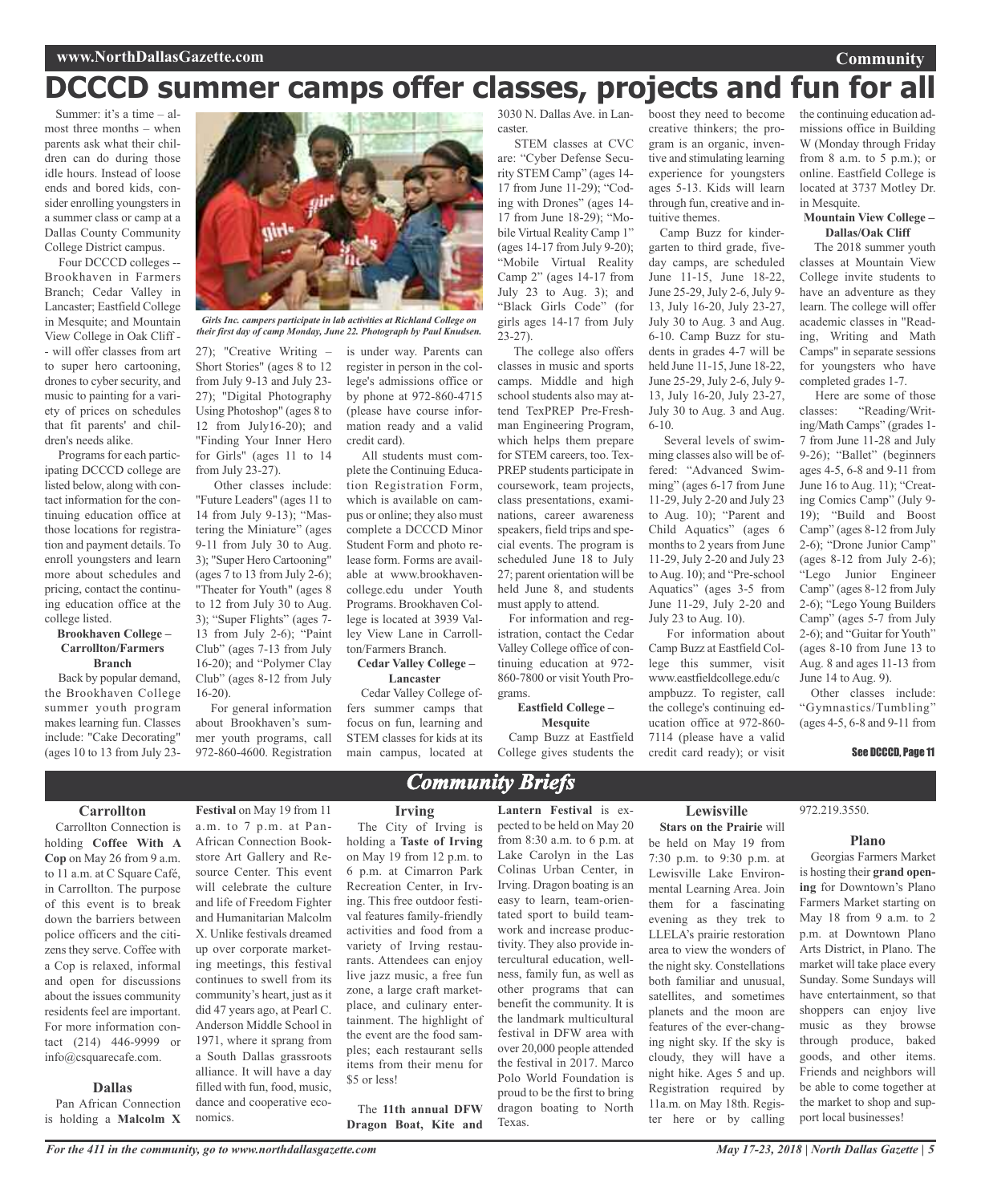# DCCCD summer camps offer classes, projects and fun for all

Summer: it's a time – almost three months – when parents ask what their children can do during those idle hours. Instead of loose ends and bored kids, consider enrolling youngsters in a summer class or camp at a Dallas County Community College District campus.

Four DCCCD colleges -- Brookhaven in Farmers Branch; Cedar Valley in Lancaster; Eastfield College in Mesquite; and Mountain View College in Oak Cliff -- will offer classes from art to super hero cartooning, drones to cyber security, and music to painting for a variety of prices on schedules that fit parents' and children's needs alike.

Programs for each participating DCCCD college are listed below, along with contact information for the continuing education office at those locations for registration and payment details. To enroll youngsters and learn more about schedules and pricing, contact the continuing education office at the college listed.

*Girls Inc. campers participate in lab activities at Richland College on their first day of camp Monday, June 22. Photograph by Paul Knudsen.*

**Brookhaven College – Carrollton/Farmers Branch**

Back by popular demand, the Brookhaven College summer youth program makes learning fun. Classes include: "Cake Decorating" (ages 10 to 13 from July 23-27); "Creative Writing – Short Stories" (ages 8 to 12 from July 9-13 and July 23-27); "Digital Photography Using Photoshop" (ages 8 to 12 from July16-20); and "Finding Your Inner Hero for Girls" (ages 11 to 14 from July 23-27).

Other classes include: "Future Leaders" (ages 11 to 14 from July 9-13); "Mastering the Miniature" (ages 9-11 from July 30 to Aug. 3); "Super Hero Cartooning" (ages 7 to 13 from July 2-6); "Theater for Youth" (ages 8 to 12 from July 30 to Aug. 3); "Super Flights" (ages 7-13 from July 2-6); "Paint Club" (ages 7-13 from July 16-20); and "Polymer Clay Club" (ages 8-12 from July 16-20).

For general information about Brookhaven's summer youth programs, call 972-860-4600. Registration is under way. Parents can register in person in the college's admissions office or by phone at 972-860-4715 (please have course information ready and a valid credit card).

All students must complete the Continuing Education Registration Form, which is available on campus or online; they also must complete a DCCCD Minor Student Form and photo release form. Forms are available at www.brookhavencollege.edu under Youth Programs. Brookhaven College is located at 3939 Valley View Lane in Carrollton/Farmers Branch.

**Cedar Valley College – Lancaster**

Cedar Valley College offers summer camps that focus on fun, learning and STEM classes for kids at its main campus, located at 3030 N. Dallas Ave. in Lancaster.

STEM classes at CVC are: "Cyber Defense Security STEM Camp" (ages 14-17 from June 11-29); "Coding with Drones" (ages 14-17 from June 18-29); "Mobile Virtual Reality Camp 1" (ages 14-17 from July 9-20); "Mobile Virtual Reality Camp 2" (ages 14-17 from July 23 to Aug. 3); and "Black Girls Code" (for girls ages 14-17 from July 23-27).

The college also offers classes in music and sports camps. Middle and high school students also may attend TexPREP Pre-Freshman Engineering Program, which helps them prepare for STEM careers, too. TexPREP students participate in coursework, team projects, class presentations, examinations, career awareness speakers, field trips and special events. The program is scheduled June 18 to July 27; parent orientation will be held June 8, and students must apply to attend.

For information and registration, contact the Cedar Valley College office of continuing education at 972-860-7800 or visit Youth Programs.

**Eastfield College – Mesquite**

Camp Buzz at Eastfield College gives students the boost they need to become creative thinkers; the program is an organic, inventive and stimulating learning experience for youngsters ages 5-13. Kids will learn through fun, creative and intuitive themes.

Camp Buzz for kindergarten to third grade, five-day camps, are scheduled June 11-15, June 18-22, June 25-29, July 2-6, July 9-13, July 16-20, July 23-27, July 30 to Aug. 3 and Aug. 6-10. Camp Buzz for students in grades 4-7 will be held June 11-15, June 18-22, June 25-29, July 2-6, July 9-13, July 16-20, July 23-27, July 30 to Aug. 3 and Aug. 6-10.

Several levels of swimming classes also will be offered: "Advanced Swimming" (ages 6-17 from June 11-29, July 2-20 and July 23 to Aug. 10); "Parent and Child Aquatics" (ages 6 months to 2 years from June 11-29, July 2-20 and July 23 to Aug. 10); and "Pre-school Aquatics" (ages 3-5 from June 11-29, July 2-20 and July 23 to Aug. 10).

For information about Camp Buzz at Eastfield College this summer, visit www.eastfieldcollege.edu/campbuzz. To register, call the college's continuing education office at 972-860-7114 (please have a valid credit card ready); or visit the continuing education admissions office in Building W (Monday through Friday from 8 a.m. to 5 p.m.); or online. Eastfield College is located at 3737 Motley Dr. in Mesquite.

**Mountain View College – Dallas/Oak Cliff**

The 2018 summer youth classes at Mountain View College invite students to have an adventure as they learn. The college will offer academic classes in "Reading, Writing and Math Camps" in separate sessions for youngsters who have completed grades 1-7.

Here are some of those classes: "Reading/Writing/Math Camps" (grades 1-7 from June 11-28 and July 9-26); "Ballet" (beginners ages 4-5, 6-8 and 9-11 from June 16 to Aug. 11); "Creating Comics Camp" (July 9-19); "Build and Boost Camp" (ages 8-12 from July 2-6); "Drone Junior Camp" (ages 8-12 from July 2-6); "Lego Junior Engineer Camp" (ages 8-12 from July 2-6); "Lego Young Builders Camp" (ages 5-7 from July 2-6); and "Guitar for Youth" (ages 8-10 from June 13 to Aug. 8 and ages 11-13 from June 14 to Aug. 9).

Other classes include: "Gymnastics/Tumbling" (ages 4-5, 6-8 and 9-11 from

See DCCCD, Page 11

## Community Briefs

### Carrollton

Carrollton Connection is holding **Coffee With A Cop** on May 26 from 9 a.m. to 11 a.m. at C Square Café, in Carrollton. The purpose of this event is to break down the barriers between police officers and the citizens they serve. Coffee with a Cop is relaxed, informal and open for discussions about the issues community residents feel are important. For more information contact (214) 446-9999 or info@csquarecafe.com.

### Dallas

Pan African Connection is holding a **Malcolm X Festival** on May 19 from 11 a.m. to 7 p.m. at Pan-African Connection Bookstore Art Gallery and Resource Center. This event will celebrate the culture and life of Freedom Fighter and Humanitarian Malcolm X. Unlike festivals dreamed up over corporate marketing meetings, this festival continues to swell from its community's heart, just as it did 47 years ago, at Pearl C. Anderson Middle School in 1971, when it sprang from a South Dallas grassroots alliance. It will have a day filled with fun, food, music, dance and cooperative economics.

### Irving

The City of Irving is holding a **Taste of Irving** on May 19 from 12 p.m. to 6 p.m. at Cimarron Park Recreation Center, in Irving. This free outdoor festival features family-friendly activities and food from a variety of Irving restaurants. Attendees can enjoy live jazz music, a free fun zone, a large craft marketplace, and culinary entertainment. The highlight of the event are the food samples; each restaurant sells items from their menu for $5 or less!

The **11th annual DFW Dragon Boat, Kite and Lantern Festival** is expected to be held on May 20 from 8:30 a.m. to 6 p.m. at Lake Carolyn in the Las Colinas Urban Center, in Irving. Dragon boating is an easy to learn, team-orientated sport to build teamwork and increase productivity. They also provide intercultural education, wellness, family fun, as well as other programs that can benefit the community. It is the landmark multicultural festival in DFW area with over 20,000 people attended the festival in 2017. Marco Polo World Foundation is proud to be the first to bring dragon boating to North Texas.

### Lewisville

**Stars on the Prairie** will be held on May 19 from 7:30 p.m. to 9:30 p.m. at Lewisville Lake Environmental Learning Area. Join them for a fascinating evening as they trek to LLELA's prairie restoration area to view the wonders of the night sky. Constellations both familiar and unusual, satellites, and sometimes planets and the moon are features of the ever-changing night sky. If the sky is cloudy, they will have a night hike. Ages 5 and up. Registration required by 11a.m. on May 18th. Register here or by calling 972.219.3550.

### Plano

Georgias Farmers Market is hosting their **grand opening** for Downtown's Plano Farmers Market starting on May 18 from 9 a.m. to 2 p.m. at Downtown Plano Arts District, in Plano. The market will take place every Sunday. Some Sundays will have entertainment, so that shoppers can enjoy live music as they browse through produce, baked goods, and other items. Friends and neighbors will be able to come together at the market to shop and support local businesses!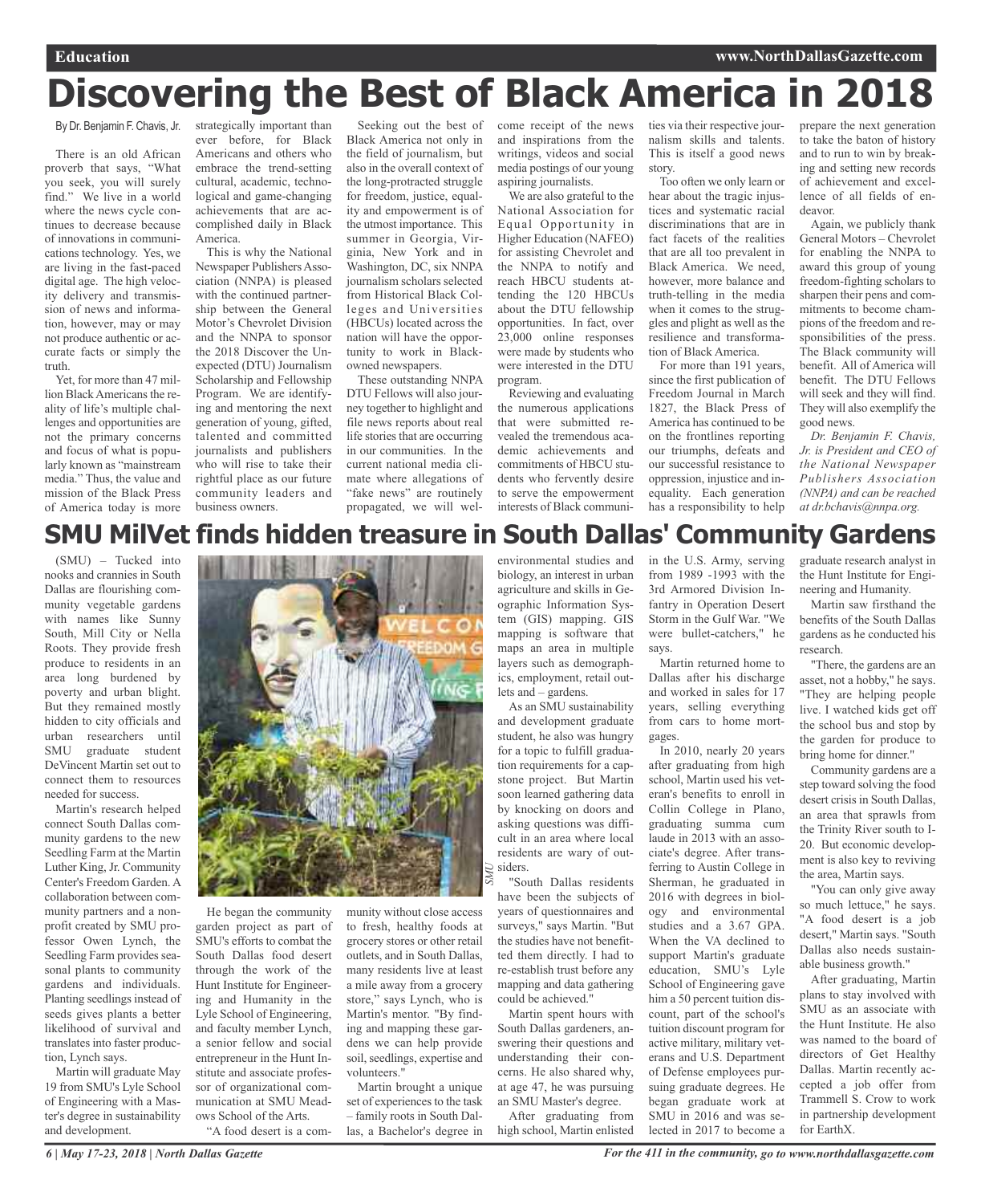# Discovering the Best of Black America in 2018

By Dr. Benjamin F. Chavis, Jr.

There is an old African proverb that says, "What you seek, you will surely find." We live in a world where the news cycle continues to decrease because of innovations in communications technology. Yes, we are living in the fast-paced digital age. The high velocity delivery and transmission of news and information, however, may or may not produce authentic or accurate facts or simply the truth.

Yet, for more than 47 million Black Americans the reality of life's multiple challenges and opportunities are not the primary concerns and focus of what is popularly known as "mainstream media." Thus, the value and mission of the Black Press of America today is more strategically important than ever before, for Black Americans and others who embrace the trend-setting cultural, academic, technological and game-changing achievements that are accomplished daily in Black America.

This is why the National Newspaper Publishers Association (NNPA) is pleased with the continued partnership between the General Motor's Chevrolet Division and the NNPA to sponsor the 2018 Discover the Unexpected (DTU) Journalism Scholarship and Fellowship Program. We are identifying and mentoring the next generation of young, gifted, talented and committed journalists and publishers who will rise to take their rightful place as our future community leaders and business owners.

Seeking out the best of Black America not only in the field of journalism, but also in the overall context of the long-protracted struggle for freedom, justice, equality and empowerment is of the utmost importance. This summer in Georgia, Virginia, New York and in Washington, DC, six NNPA journalism scholars selected from Historical Black Colleges and Universities (HBCUs) located across the nation will have the opportunity to work in Black-owned newspapers.

These outstanding NNPA DTU Fellows will also journey together to highlight and file news reports about real life stories that are occurring in our communities. In the current national media climate where allegations of "fake news" are routinely propagated, we will welcome receipt of the news and inspirations from the writings, videos and social media postings of our young aspiring journalists.

We are also grateful to the National Association for Equal Opportunity in Higher Education (NAFEO) for assisting Chevrolet and the NNPA to notify and reach HBCU students attending the 120 HBCUs about the DTU fellowship opportunities. In fact, over 23,000 online responses were made by students who were interested in the DTU program.

Reviewing and evaluating the numerous applications that were submitted revealed the tremendous academic achievements and commitments of HBCU students who fervently desire to serve the empowerment interests of Black communities via their respective journalism skills and talents. This is itself a good news story.

Too often we only learn or hear about the tragic injustices and systematic racial discriminations that are in fact facets of the realities that are all too prevalent in Black America. We need, however, more balance and truth-telling in the media when it comes to the struggles and plight as well as the resilience and transformation of Black America.

For more than 191 years, since the first publication of Freedom Journal in March 1827, the Black Press of America has continued to be on the frontlines reporting our triumphs, defeats and our successful resistance to oppression, injustice and inequality. Each generation has a responsibility to help prepare the next generation to take the baton of history and to run to win by breaking and setting new records of achievement and excellence of all fields of endeavor.

Again, we publicly thank General Motors – Chevrolet for enabling the NNPA to award this group of young freedom-fighting scholars to sharpen their pens and commitments to become champions of the freedom and responsibilities of the press. The Black community will benefit. All of America will benefit. The DTU Fellows will seek and they will find. They will also exemplify the good news.

*Dr. Benjamin F. Chavis, Jr. is President and CEO of the National Newspaper Publishers Association (NNPA) and can be reached at dr.bchavis@nnpa.org.*

# SMU MilVet finds hidden treasure in South Dallas' Community Gardens

(SMU) – Tucked into nooks and crannies in South Dallas are flourishing community vegetable gardens with names like Sunny South, Mill City or Nella Roots. They provide fresh produce to residents in an area long burdened by poverty and urban blight. But they remained mostly hidden to city officials and urban researchers until SMU graduate student DeVincent Martin set out to connect them to resources needed for success.

Martin's research helped connect South Dallas community gardens to the new Seedling Farm at the Martin Luther King, Jr. Community Center's Freedom Garden. A collaboration between community partners and a nonprofit created by SMU professor Owen Lynch, the Seedling Farm provides seasonal plants to community gardens and individuals. Planting seedlings instead of seeds gives plants a better likelihood of survival and translates into faster production, Lynch says.

Martin will graduate May 19 from SMU's Lyle School of Engineering with a Master's degree in sustainability and development.

SMU

He began the community garden project as part of SMU's efforts to combat the South Dallas food desert through the work of the Hunt Institute for Engineering and Humanity in the Lyle School of Engineering, and faculty member Lynch, a senior fellow and social entrepreneur in the Hunt Institute and associate professor of organizational communication at SMU Meadows School of the Arts.

"A food desert is a community without close access to fresh, healthy foods at grocery stores or other retail outlets, and in South Dallas, many residents live at least a mile away from a grocery store," says Lynch, who is Martin's mentor. "By finding and mapping these gardens we can help provide soil, seedlings, expertise and volunteers."

Martin brought a unique set of experiences to the task – family roots in South Dallas, a Bachelor's degree in environmental studies and biology, an interest in urban agriculture and skills in Geographic Information System (GIS) mapping. GIS mapping is software that maps an area in multiple layers such as demographics, employment, retail outlets and – gardens.

As an SMU sustainability and development graduate student, he also was hungry for a topic to fulfill graduation requirements for a capstone project. But Martin soon learned gathering data by knocking on doors and asking questions was difficult in an area where local residents are wary of outsiders.

"South Dallas residents have been the subjects of years of questionnaires and surveys," says Martin. "But the studies have not benefitted them directly. I had to re-establish trust before any mapping and data gathering could be achieved."

Martin spent hours with South Dallas gardeners, answering their questions and understanding their concerns. He also shared why, at age 47, he was pursuing an SMU Master's degree.

After graduating from high school, Martin enlisted in the U.S. Army, serving from 1989 -1993 with the 3rd Armored Division Infantry in Operation Desert Storm in the Gulf War. "We were bullet-catchers," he says.

Martin returned home to Dallas after his discharge and worked in sales for 17 years, selling everything from cars to home mortgages.

In 2010, nearly 20 years after graduating from high school, Martin used his veteran's benefits to enroll in Collin College in Plano, graduating summa cum laude in 2013 with an associate's degree. After transferring to Austin College in Sherman, he graduated in 2016 with degrees in biology and environmental studies and a 3.67 GPA. When the VA declined to support Martin's graduate education, SMU's Lyle School of Engineering gave him a 50 percent tuition discount, part of the school's tuition discount program for active military, military veterans and U.S. Department of Defense employees pursuing graduate degrees. He began graduate work at SMU in 2016 and was selected in 2017 to become a graduate research analyst in the Hunt Institute for Engineering and Humanity.

Martin saw firsthand the benefits of the South Dallas gardens as he conducted his research.

"There, the gardens are an asset, not a hobby," he says. "They are helping people live. I watched kids get off the school bus and stop by the garden for produce to bring home for dinner."

Community gardens are a step toward solving the food desert crisis in South Dallas, an area that sprawls from the Trinity River south to I-20. But economic development is also key to reviving the area, Martin says.

"You can only give away so much lettuce," he says. "A food desert is a job desert," Martin says. "South Dallas also needs sustainable business growth."

After graduating, Martin plans to stay involved with SMU as an associate with the Hunt Institute. He also was named to the board of directors of Get Healthy Dallas. Martin recently accepted a job offer from Trammell S. Crow to work in partnership development for EarthX.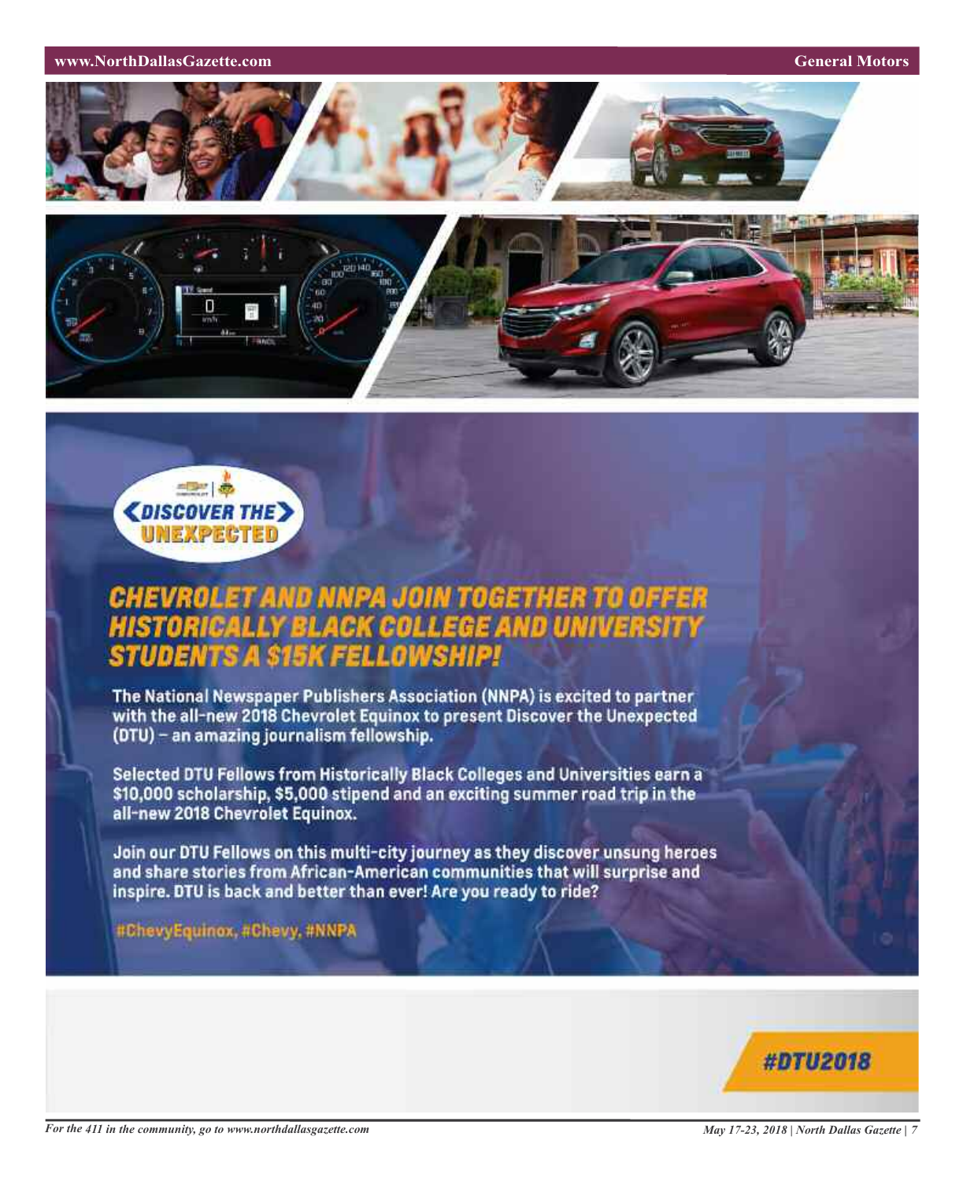DISCOVER THE UNEXPECTED

## CHEVROLET AND NNPA JOIN TOGETHER TO OFFER HISTORICALLY BLACK COLLEGE AND UNIVERSITY STUDENTS A $15K FELLOWSHIP!

The National Newspaper Publishers Association (NNPA) is excited to partner with the all-new 2018 Chevrolet Equinox to present Discover the Unexpected (DTU) – an amazing journalism fellowship.

Selected DTU Fellows from Historically Black Colleges and Universities earn a $10,000 scholarship, $5,000 stipend and an exciting summer road trip in the all-new 2018 Chevrolet Equinox.

Join our DTU Fellows on this multi-city journey as they discover unsung heroes and share stories from African-American communities that will surprise and inspire. DTU is back and better than ever! Are you ready to ride?

#ChevyEquinox, #Chevy, #NNPA

#DTU2018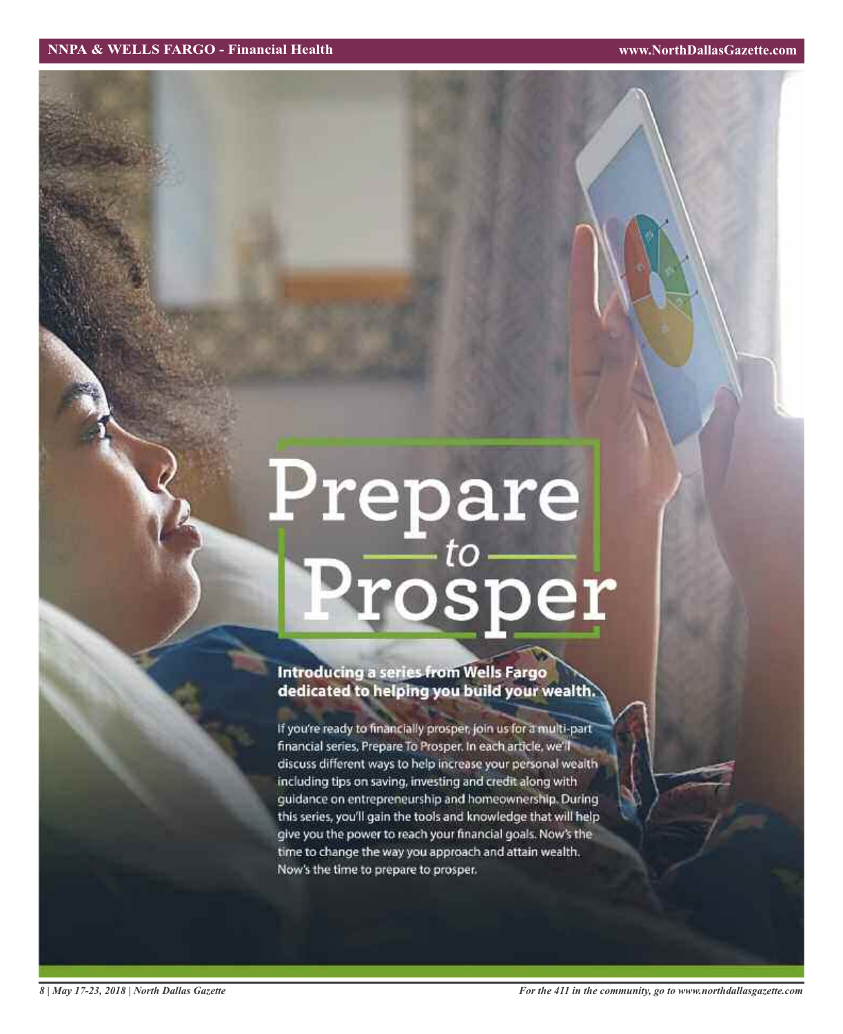# Prepare *to* Prosper

**Introducing a series from Wells Fargo dedicated to helping you build your wealth.**

If you're ready to financially prosper, join us for a multi-part financial series, Prepare To Prosper. In each article, we'll discuss different ways to help increase your personal wealth including tips on saving, investing and credit along with guidance on entrepreneurship and homeownership. During this series, you'll gain the tools and knowledge that will help give you the power to reach your financial goals. Now's the time to change the way you approach and attain wealth. Now's the time to prepare to prosper.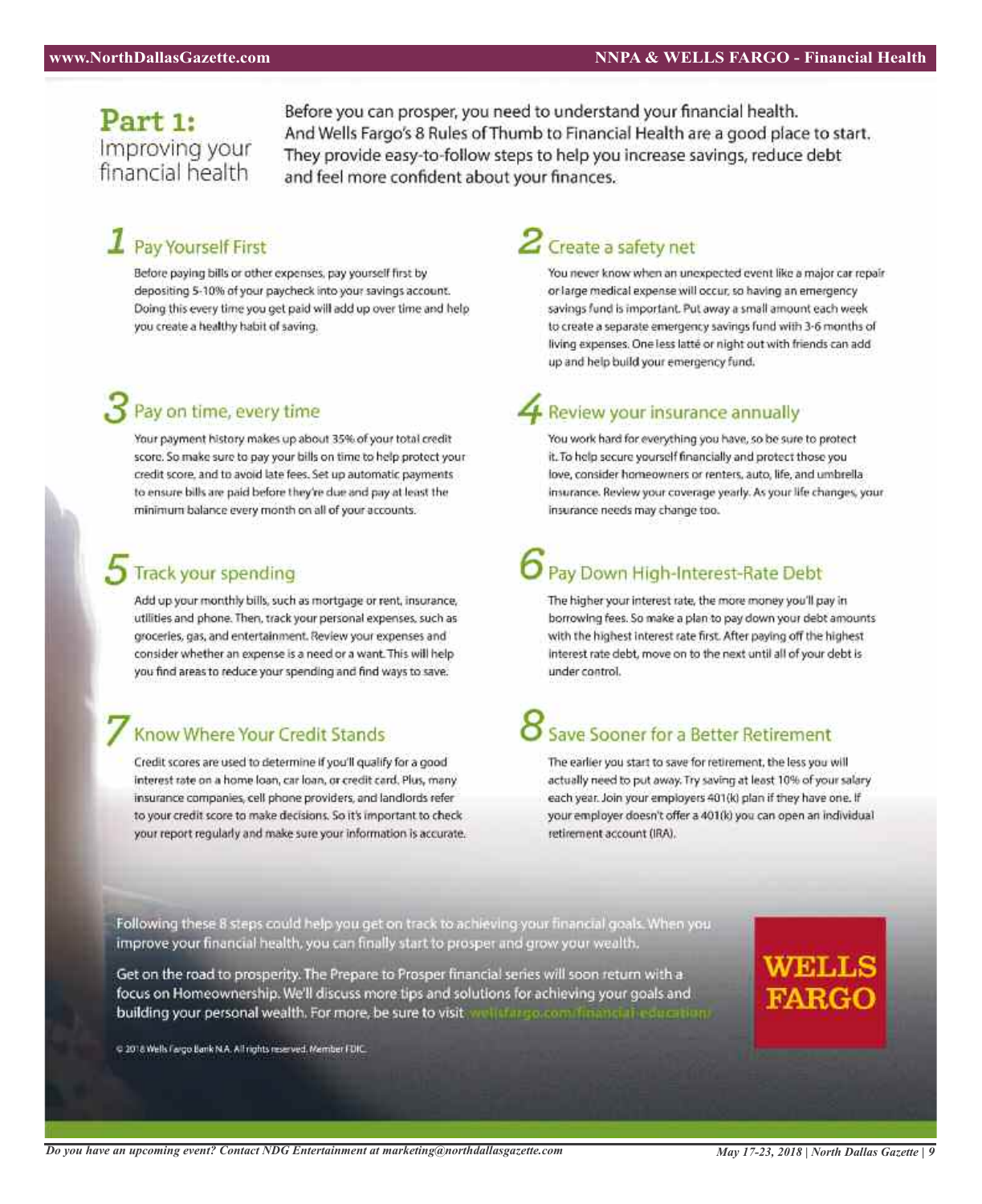# Part 1: Improving your financial health

Before you can prosper, you need to understand your financial health. And Wells Fargo's 8 Rules of Thumb to Financial Health are a good place to start. They provide easy-to-follow steps to help you increase savings, reduce debt and feel more confident about your finances.

## 1 Pay Yourself First

Before paying bills or other expenses, pay yourself first by depositing 5-10% of your paycheck into your savings account. Doing this every time you get paid will add up over time and help you create a healthy habit of saving.

## 2 Create a safety net

You never know when an unexpected event like a major car repair or large medical expense will occur, so having an emergency savings fund is important. Put away a small amount each week to create a separate emergency savings fund with 3-6 months of living expenses. One less latté or night out with friends can add up and help build your emergency fund.

## 3 Pay on time, every time

Your payment history makes up about 35% of your total credit score. So make sure to pay your bills on time to help protect your credit score, and to avoid late fees. Set up automatic payments to ensure bills are paid before they're due and pay at least the minimum balance every month on all of your accounts.

## 4 Review your insurance annually

You work hard for everything you have, so be sure to protect it. To help secure yourself financially and protect those you love, consider homeowners or renters, auto, life, and umbrella insurance. Review your coverage yearly. As your life changes, your insurance needs may change too.

## 5 Track your spending

Add up your monthly bills, such as mortgage or rent, insurance, utilities and phone. Then, track your personal expenses, such as groceries, gas, and entertainment. Review your expenses and consider whether an expense is a need or a want. This will help you find areas to reduce your spending and find ways to save.

## 6 Pay Down High-Interest-Rate Debt

The higher your interest rate, the more money you'll pay in borrowing fees. So make a plan to pay down your debt amounts with the highest interest rate first. After paying off the highest interest rate debt, move on to the next until all of your debt is under control.

## 7 Know Where Your Credit Stands

Credit scores are used to determine if you'll qualify for a good interest rate on a home loan, car loan, or credit card. Plus, many insurance companies, cell phone providers, and landlords refer to your credit score to make decisions. So it's important to check your report regularly and make sure your information is accurate.

## 8 Save Sooner for a Better Retirement

The earlier you start to save for retirement, the less you will actually need to put away. Try saving at least 10% of your salary each year. Join your employers 401(k) plan if they have one. If your employer doesn't offer a 401(k) you can open an individual retirement account (IRA).

Following these 8 steps could help you get on track to achieving your financial goals. When you improve your financial health, you can finally start to prosper and grow your wealth.

Get on the road to prosperity. The Prepare to Prosper financial series will soon return with a focus on Homeownership. We'll discuss more tips and solutions for achieving your goals and building your personal wealth. For more, be sure to visit wellsfargo.com/financial-education/

**WELLS FARGO**

© 2018 Wells Fargo Bank N.A. All rights reserved. Member FDIC.

*Do you have an upcoming event? Contact NDG Entertainment at marketing@northdallasgazette.com*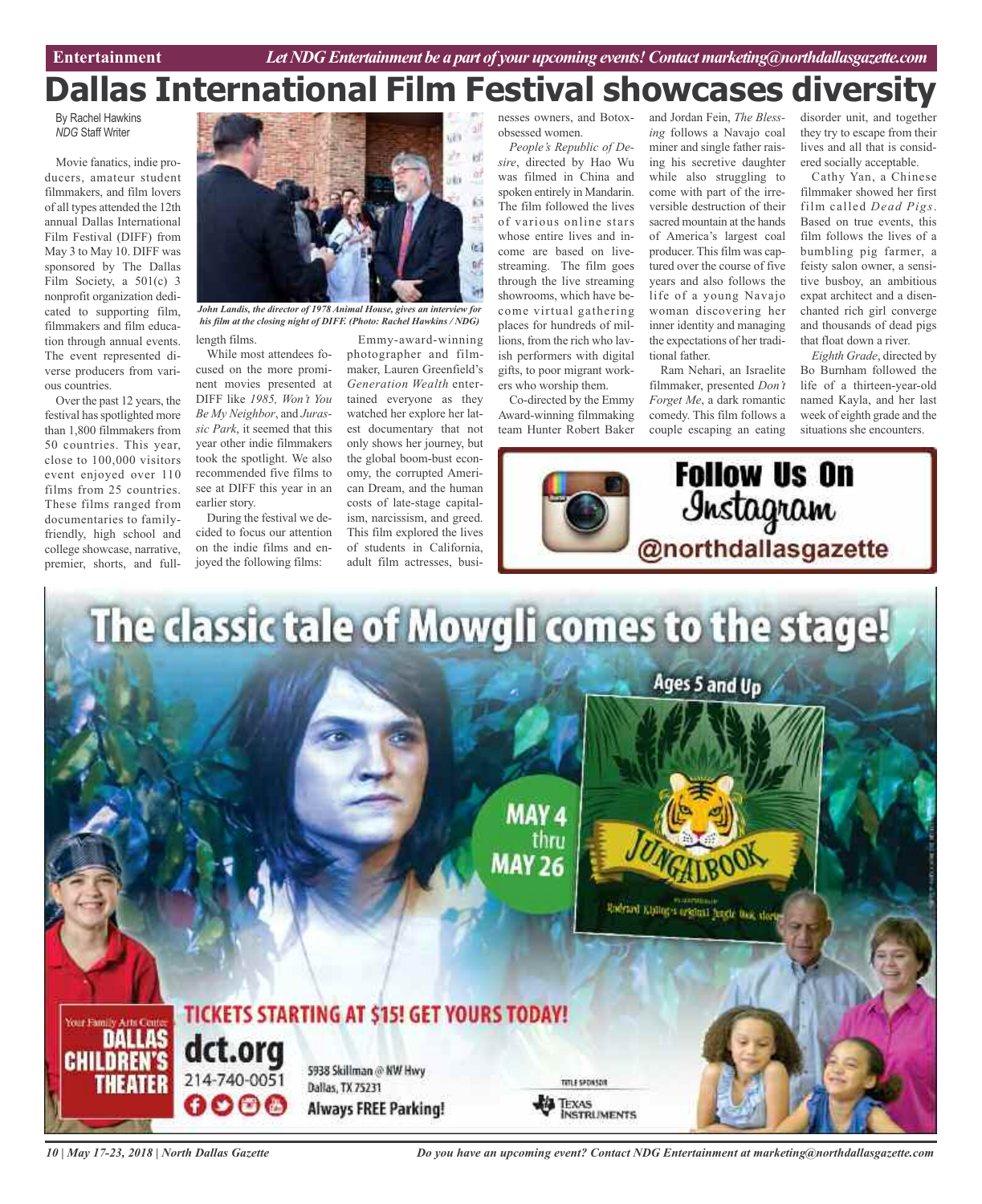# Dallas International Film Festival showcases diversity

By Rachel Hawkins
*NDG* Staff Writer

Movie fanatics, indie producers, amateur student filmmakers, and film lovers of all types attended the 12th annual Dallas International Film Festival (DIFF) from May 3 to May 10. DIFF was sponsored by The Dallas Film Society, a 501(c) 3 nonprofit organization dedicated to supporting film, filmmakers and film education through annual events. The event represented diverse producers from various countries.

Over the past 12 years, the festival has spotlighted more than 1,800 filmmakers from 50 countries. This year, close to 100,000 visitors event enjoyed over 110 films from 25 countries. These films ranged from documentaries to family-friendly, high school and college showcase, narrative, premier, shorts, and full-length films.

*John Landis, the director of 1978 Animal House, gives an interview for his film at the closing night of DIFF. (Photo: Rachel Hawkins / NDG)*

While most attendees focused on the more prominent movies presented at DIFF like *1985, Won't You Be My Neighbor*, and *Jurassic Park*, it seemed that this year other indie filmmakers took the spotlight. We also recommended five films to see at DIFF this year in an earlier story.

During the festival we decided to focus our attention on the indie films and enjoyed the following films:

Emmy-award-winning photographer and filmmaker, Lauren Greenfield's *Generation Wealth* entertained everyone as they watched her explore her latest documentary that not only shows her journey, but the global boom-bust economy, the corrupted American Dream, and the human costs of late-stage capitalism, narcissism, and greed. This film explored the lives of students in California, adult film actresses, business owners, and Botox-obsessed women.

*People's Republic of Desire*, directed by Hao Wu was filmed in China and spoken entirely in Mandarin. The film followed the lives of various online stars whose entire lives and income are based on live-streaming. The film goes through the live streaming showrooms, which have become virtual gathering places for hundreds of millions, from the rich who lavish performers with digital gifts, to poor migrant workers who worship them.

Co-directed by the Emmy Award-winning filmmaking team Hunter Robert Baker and Jordan Fein, *The Blessing* follows a Navajo coal miner and single father raising his secretive daughter while also struggling to come with part of the irreversible destruction of their sacred mountain at the hands of America's largest coal producer. This film was captured over the course of five years and also follows the life of a young Navajo woman discovering her inner identity and managing the expectations of her traditional father.

Ram Nehari, an Israelite filmmaker, presented *Don't Forget Me*, a dark romantic comedy. This film follows a couple escaping an eating disorder unit, and together they try to escape from their lives and all that is considered socially acceptable.

Cathy Yan, a Chinese filmmaker showed her first film called *Dead Pigs*. Based on true events, this film follows the lives of a bumbling pig farmer, a feisty salon owner, a sensitive busboy, an ambitious expat architect and a disenchanted rich girl converge and thousands of dead pigs that float down a river.

*Eighth Grade*, directed by Bo Burnham followed the life of a thirteen-year-old named Kayla, and her last week of eighth grade and the situations she encounters.

**Follow Us On Instagram @northdallasgazette**

**The classic tale of Mowgli comes to the stage!**

Ages 5 and Up

MAY 4 thru MAY 26

JUNGALBOOK — Rudyard Kipling's original Jungle Book stories

TICKETS STARTING AT $15! GET YOURS TODAY!

Your Family Arts Center — DALLAS CHILDREN'S THEATER

dct.org
214-740-0051

5938 Skillman @ NW Hwy
Dallas, TX 75231
Always FREE Parking!

Title Sponsor: Texas Instruments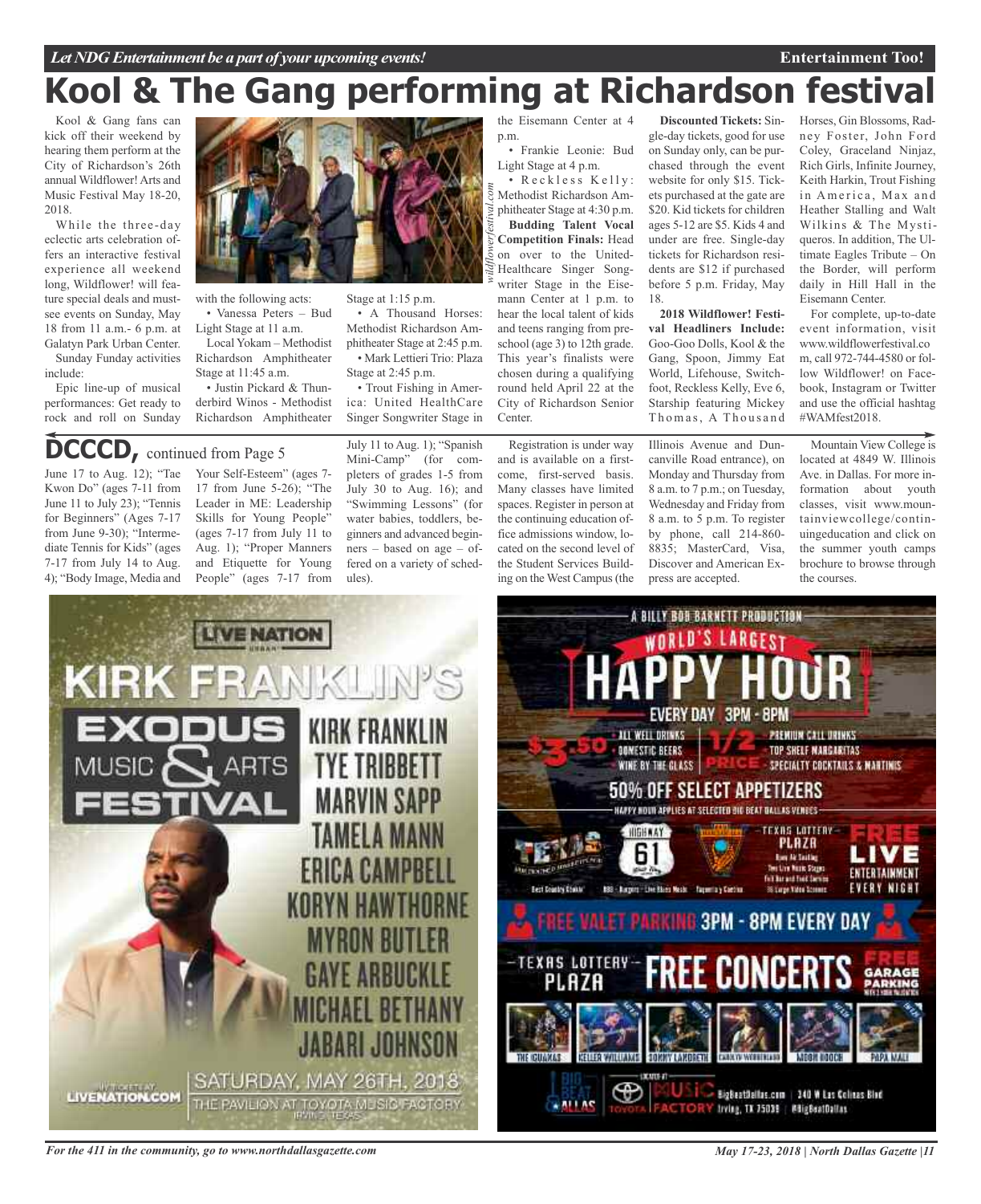# Kool & The Gang performing at Richardson festival

Kool & Gang fans can kick off their weekend by hearing them perform at the City of Richardson's 26th annual Wildflower! Arts and Music Festival May 18-20, 2018.

While the three-day eclectic arts celebration offers an interactive festival experience all weekend long, Wildflower! will feature special deals and must-see events on Sunday, May 18 from 11 a.m.- 6 p.m. at Galatyn Park Urban Center.

Sunday Funday activities include:

Epic line-up of musical performances: Get ready to rock and roll on Sunday with the following acts:

- Vanessa Peters – Bud Light Stage at 11 a.m.
- Local Yokam – Methodist Richardson Amphitheater Stage at 11:45 a.m.
- Justin Pickard & Thunderbird Winos - Methodist Richardson Amphitheater Stage at 1:15 p.m.
- A Thousand Horses: Methodist Richardson Amphitheater Stage at 2:45 p.m.
- Mark Lettieri Trio: Plaza Stage at 2:45 p.m.
- Trout Fishing in America: United HealthCare Singer Songwriter Stage in the Eisemann Center at 4 p.m.
- Frankie Leonie: Bud Light Stage at 4 p.m.
- Reckless Kelly: Methodist Richardson Amphitheater Stage at 4:30 p.m.

**Budding Talent Vocal Competition Finals:** Head on over to the United-Healthcare Singer Songwriter Stage in the Eisemann Center at 1 p.m. to hear the local talent of kids and teens ranging from preschool (age 3) to 12th grade. This year's finalists were chosen during a qualifying round held April 22 at the City of Richardson Senior Center.

**Discounted Tickets:** Single-day tickets, good for use on Sunday only, can be purchased through the event website for only $15. Tickets purchased at the gate are $20. Kid tickets for children ages 5-12 are $5. Kids 4 and under are free. Single-day tickets for Richardson residents are $12 if purchased before 5 p.m. Friday, May 18.

**2018 Wildflower! Festival Headliners Include:** Goo-Goo Dolls, Kool & the Gang, Spoon, Jimmy Eat World, Lifehouse, Switchfoot, Reckless Kelly, Eve 6, Starship featuring Mickey Thomas, A Thousand Horses, Gin Blossoms, Radney Foster, John Ford Coley, Graceland Ninjaz, Rich Girls, Infinite Journey, Keith Harkin, Trout Fishing in America, Max and Heather Stalling and Walt Wilkins & The Mystiqueros. In addition, The Ultimate Eagles Tribute – On the Border, will perform daily in Hill Hall in the Eisemann Center.

For complete, up-to-date event information, visit www.wildflowerfestival.com, call 972-744-4580 or follow Wildflower! on Facebook, Instagram or Twitter and use the official hashtag #WAMfest2018.

## DCCCD, continued from Page 5

June 17 to Aug. 12); "Tae Kwon Do" (ages 7-11 from June 11 to July 23); "Tennis for Beginners" (Ages 7-17 from June 9-30); "Intermediate Tennis for Kids" (ages 7-17 from July 14 to Aug. 4); "Body Image, Media and Your Self-Esteem" (ages 7-17 from June 5-26); "The Leader in ME: Leadership Skills for Young People" (ages 7-17 from July 11 to Aug. 1); "Proper Manners and Etiquette for Young People" (ages 7-17 from July 11 to Aug. 1); "Spanish Mini-Camp" (for completers of grades 1-5 from July 30 to Aug. 16); and "Swimming Lessons" (for water babies, toddlers, beginners and advanced beginners – based on age – offered on a variety of schedules).

Registration is under way and is available on a first-come, first-served basis. Many classes have limited spaces. Register in person at the continuing education office admissions window, located on the second level of the Student Services Building on the West Campus (the Illinois Avenue and Duncanville Road entrance), on Monday and Thursday from 8 a.m. to 7 p.m.; on Tuesday, Wednesday and Friday from 8 a.m. to 5 p.m. To register by phone, call 214-860-8835; MasterCard, Visa, Discover and American Express are accepted.

Mountain View College is located at 4849 W. Illinois Ave. in Dallas. For more information about youth classes, visit www.mountainviewcollege/continuingeducation and click on the summer youth camps brochure to browse through the courses.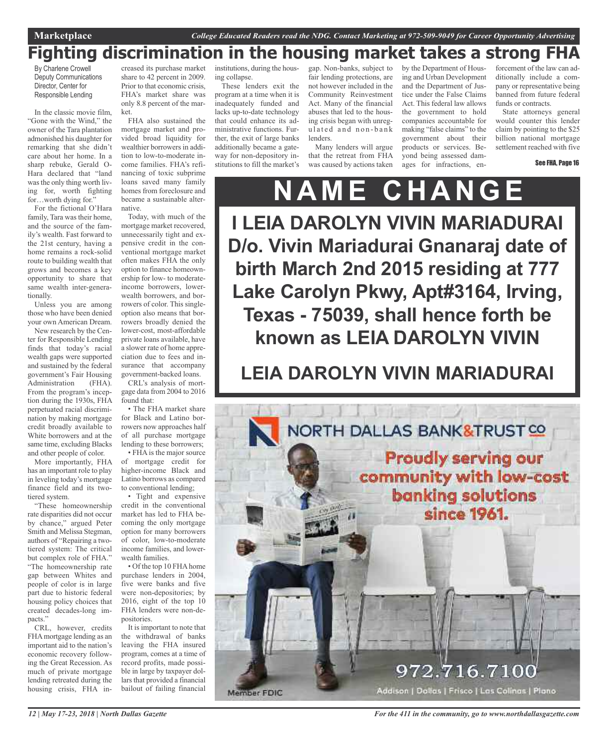# Fighting discrimination in the housing market takes a strong FHA

By Charlene Crowell
Deputy Communications Director, Center for Responsible Lending

In the classic movie film, "Gone with the Wind," the owner of the Tara plantation admonished his daughter for remarking that she didn't care about her home. In a sharp rebuke, Gerald O-Hara declared that "land was the only thing worth living for, worth fighting for…worth dying for."

For the fictional O'Hara family, Tara was their home, and the source of the family's wealth. Fast forward to the 21st century, having a home remains a rock-solid route to building wealth that grows and becomes a key opportunity to share that same wealth inter-generationally.

Unless you are among those who have been denied your own American Dream.

New research by the Center for Responsible Lending finds that today's racial wealth gaps were supported and sustained by the federal government's Fair Housing Administration (FHA). From the program's inception during the 1930s, FHA perpetuated racial discrimination by making mortgage credit broadly available to White borrowers and at the same time, excluding Blacks and other people of color.

More importantly, FHA has an important role to play in leveling today's mortgage finance field and its two-tiered system.

"These homeownership rate disparities did not occur by chance," argued Peter Smith and Melissa Stegman, authors of "Repairing a two-tiered system: The critical but complex role of FHA." "The homeownership rate gap between Whites and people of color is in large part due to historic federal housing policy choices that created decades-long impacts."

CRL, however, credits FHA mortgage lending as an important aid to the nation's economic recovery following the Great Recession. As much of private mortgage lending retreated during the housing crisis, FHA increased its purchase market share to 42 percent in 2009. Prior to that economic crisis, FHA's market share was only 8.8 percent of the market.

FHA also sustained the mortgage market and provided broad liquidity for wealthier borrowers in addition to low-to-moderate income families. FHA's refinancing of toxic subprime loans saved many family homes from foreclosure and became a sustainable alternative.

Today, with much of the mortgage market recovered, unnecessarily tight and expensive credit in the conventional mortgage market often makes FHA the only option to finance homeownership for low- to moderate-income borrowers, lower-wealth borrowers, and borrowers of color. This single-option also means that borrowers broadly denied the lower-cost, most-affordable private loans available, have a slower rate of home appreciation due to fees and insurance that accompany government-backed loans.

CRL's analysis of mortgage data from 2004 to 2016 found that:

- The FHA market share for Black and Latino borrowers now approaches half of all purchase mortgage lending to these borrowers;
- FHA is the major source of mortgage credit for higher-income Black and Latino borrows as compared to conventional lending;
- Tight and expensive credit in the conventional market has led to FHA becoming the only mortgage option for many borrowers of color, low-to-moderate income families, and lower-wealth families.
- Of the top 10 FHA home purchase lenders in 2004, five were banks and five were non-depositories; by 2016, eight of the top 10 FHA lenders were non-depositories.

It is important to note that the withdrawal of banks leaving the FHA insured program, comes at a time of record profits, made possible in large by taxpayer dollars that provided a financial bailout of failing financial institutions, during the housing collapse.

These lenders exit the program at a time when it is inadequately funded and lacks up-to-date technology that could enhance its administrative functions. Further, the exit of large banks additionally became a gateway for non-depository institutions to fill the market's gap. Non-banks, subject to fair lending protections, are not however included in the Community Reinvestment Act. Many of the financial abuses that led to the housing crisis began with unregulated and non-bank lenders.

Many lenders will argue that the retreat from FHA was caused by actions taken by the Department of Housing and Urban Development and the Department of Justice under the False Claims Act. This federal law allows the government to hold companies accountable for making "false claims" to the government about their products or services. Beyond being assessed damages for infractions, enforcement of the law can additionally include a company or representative being banned from future federal funds or contracts.

State attorneys general would counter this lender claim by pointing to the $25 billion national mortgage settlement reached with five

See FHA, Page 16

## NAME CHANGE

**I LEIA DAROLYN VIVIN MARIADURAI D/o. Vivin Mariadurai Gnanaraj date of birth March 2nd 2015 residing at 777 Lake Carolyn Pkwy, Apt#3164, Irving, Texas - 75039, shall hence forth be known as LEIA DAROLYN VIVIN**

**LEIA DAROLYN VIVIN MARIADURAI**

NORTH DALLAS BANK&TRUST CO

Proudly serving our community with low-cost banking solutions since 1961.

972.716.7100

Member FDIC

Addison | Dallas | Frisco | Las Colinas | Plano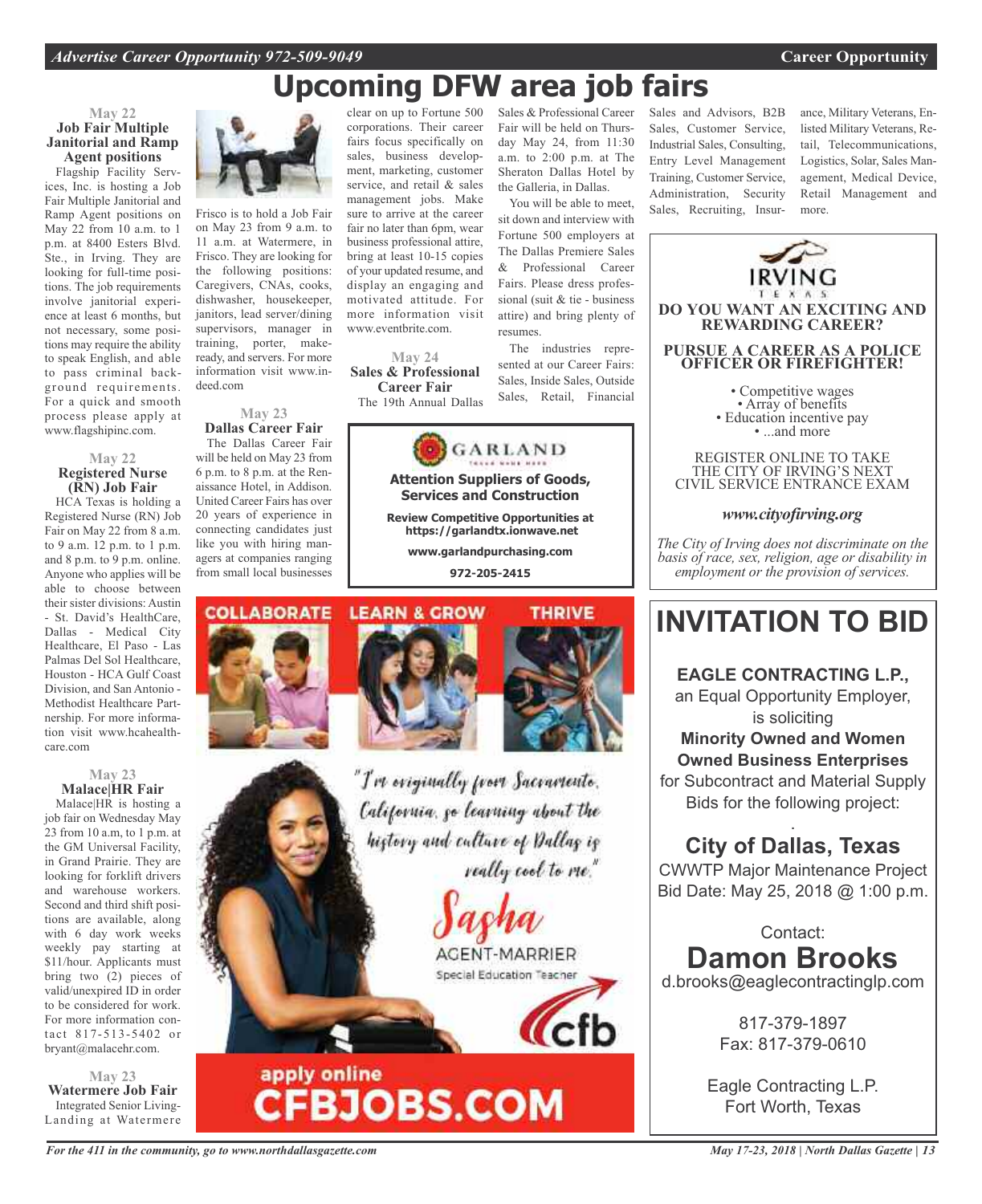# Upcoming DFW area job fairs

May 22

### Job Fair Multiple Janitorial and Ramp Agent positions

Flagship Facility Services, Inc. is hosting a Job Fair Multiple Janitorial and Ramp Agent positions on May 22 from 10 a.m. to 1 p.m. at 8400 Esters Blvd. Ste., in Irving. They are looking for full-time positions. The job requirements involve janitorial experience at least 6 months, but not necessary, some positions may require the ability to speak English, and able to pass criminal background requirements. For a quick and smooth process please apply at www.flagshipinc.com.

May 22

### Registered Nurse (RN) Job Fair

HCA Texas is holding a Registered Nurse (RN) Job Fair on May 22 from 8 a.m. to 9 a.m. 12 p.m. to 1 p.m. and 8 p.m. to 9 p.m. online. Anyone who applies will be able to choose between their sister divisions: Austin - St. David's HealthCare, Dallas - Medical City Healthcare, El Paso - Las Palmas Del Sol Healthcare, Houston - HCA Gulf Coast Division, and San Antonio - Methodist Healthcare Partnership. For more information visit www.hcahealthcare.com

May 23

### Malace|HR Fair

Malace|HR is hosting a job fair on Wednesday May 23 from 10 a.m, to 1 p.m. at the GM Universal Facility, in Grand Prairie. They are looking for forklift drivers and warehouse workers. Second and third shift positions are available, along with 6 day work weeks weekly pay starting at $11/hour. Applicants must bring two (2) pieces of valid/unexpired ID in order to be considered for work. For more information contact 817-513-5402 or bryant@malacehr.com.

May 23

### Watermere Job Fair

Integrated Senior Living-Landing at Watermere Frisco is to hold a Job Fair on May 23 from 9 a.m. to 11 a.m. at Watermere, in Frisco. They are looking for the following positions: Caregivers, CNAs, cooks, dishwasher, housekeeper, janitors, lead server/dining supervisors, manager in training, porter, make-ready, and servers. For more information visit www.indeed.com

May 23

### Dallas Career Fair

The Dallas Career Fair will be held on May 23 from 6 p.m. to 8 p.m. at the Renaissance Hotel, in Addison. United Career Fairs has over 20 years of experience in connecting candidates just like you with hiring managers at companies ranging from small local businesses clear on up to Fortune 500 corporations. Their career fairs focus specifically on sales, business development, marketing, customer service, and retail & sales management jobs. Make sure to arrive at the career fair no later than 6pm, wear business professional attire, bring at least 10-15 copies of your updated resume, and display an engaging and motivated attitude. For more information visit www.eventbrite.com.

May 24

### Sales & Professional Career Fair

The 19th Annual Dallas Sales & Professional Career Fair will be held on Thursday May 24, from 11:30 a.m. to 2:00 p.m. at The Sheraton Dallas Hotel by the Galleria, in Dallas.

You will be able to meet, sit down and interview with Fortune 500 employers at The Dallas Premiere Sales & Professional Career Fairs. Please dress professional (suit & tie - business attire) and bring plenty of resumes.

The industries represented at our Career Fairs: Sales, Inside Sales, Outside Sales, Retail, Financial Sales and Advisors, B2B Sales, Customer Service, Industrial Sales, Consulting, Entry Level Management Training, Customer Service, Administration, Security Sales, Recruiting, Insurance, Military Veterans, Enlisted Military Veterans, Retail, Telecommunications, Logistics, Solar, Sales Management, Medical Device, Retail Management and more.

---

**GARLAND**

**Attention Suppliers of Goods, Services and Construction**

**Review Competitive Opportunities at https://garlandtx.ionwave.net**

**www.garlandpurchasing.com**

**972-205-2415**

---

COLLABORATE LEARN & GROW THRIVE

"I'm originally from Sacramento, California, so learning about the history and culture of Dallas is really cool to me."

Sasha AGENT-MARRIER
Special Education Teacher

cfb

apply online **CFBJOBS.COM**

---

IRVING TEXAS

**DO YOU WANT AN EXCITING AND REWARDING CAREER?**

**PURSUE A CAREER AS A POLICE OFFICER OR FIREFIGHTER!**

- Competitive wages
- Array of benefits
- Education incentive pay
- ...and more

REGISTER ONLINE TO TAKE THE CITY OF IRVING'S NEXT CIVIL SERVICE ENTRANCE EXAM

***www.cityofirving.org***

*The City of Irving does not discriminate on the basis of race, sex, religion, age or disability in employment or the provision of services.*

---

# INVITATION TO BID

**EAGLE CONTRACTING L.P.,**
an Equal Opportunity Employer, is soliciting
**Minority Owned and Women Owned Business Enterprises**
for Subcontract and Material Supply Bids for the following project:

**City of Dallas, Texas**
CWWTP Major Maintenance Project
Bid Date: May 25, 2018 @ 1:00 p.m.

Contact:
**Damon Brooks**
d.brooks@eaglecontractinglp.com

817-379-1897
Fax: 817-379-0610

Eagle Contracting L.P.
Fort Worth, Texas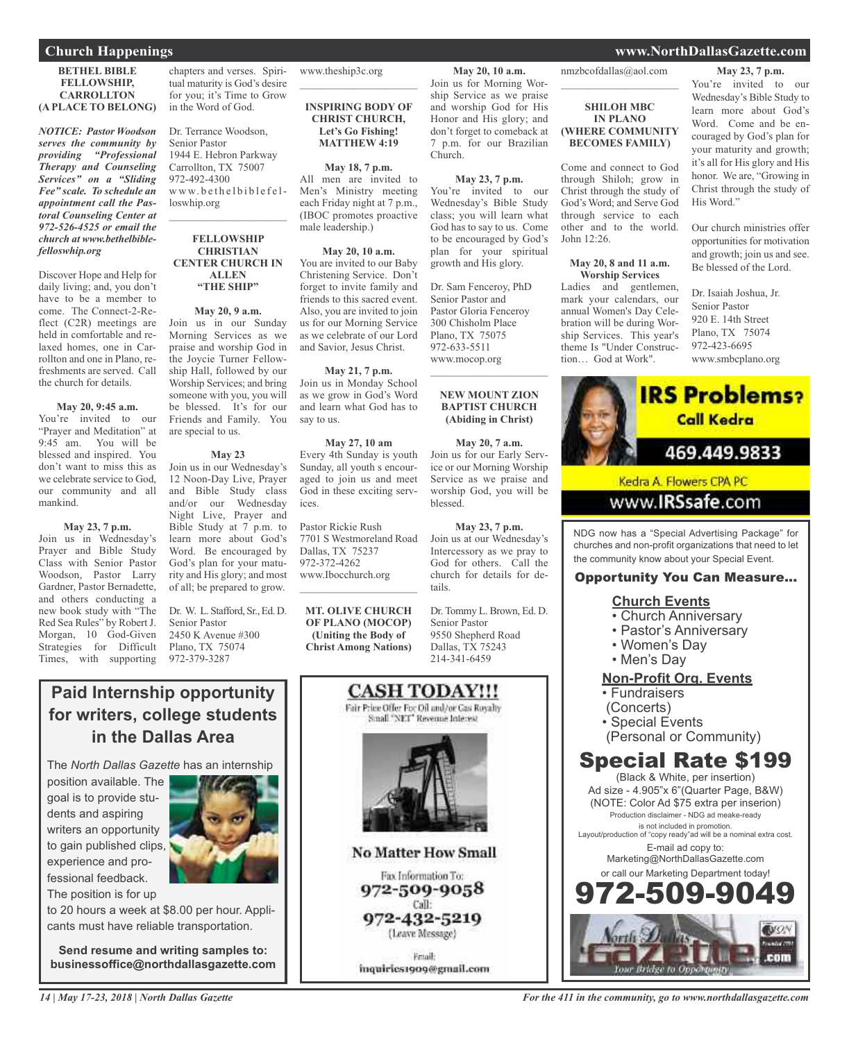## Church Happenings

### BETHEL BIBLE FELLOWSHIP, CARROLLTON (A PLACE TO BELONG)

***NOTICE: Pastor Woodson serves the community by providing "Professional Therapy and Counseling Services" on a "Sliding Fee" scale. To schedule an appointment call the Pastoral Counseling Center at 972-526-4525 or email the church at www.bethelbiblefelloswhip.org***

Discover Hope and Help for daily living; and, you don't have to be a member to come. The Connect-2-Reflect (C2R) meetings are held in comfortable and relaxed homes, one in Carrollton and one in Plano, refreshments are served. Call the church for details.

**May 20, 9:45 a.m.**
You're invited to our "Prayer and Meditation" at 9:45 am. You will be blessed and inspired. You don't want to miss this as we celebrate service to God, our community and all mankind.

**May 23, 7 p.m.**
Join us in Wednesday's Prayer and Bible Study Class with Senior Pastor Woodson, Pastor Larry Gardner, Pastor Bernadette, and others conducting a new book study with "The Red Sea Rules" by Robert J. Morgan, 10 God-Given Strategies for Difficult Times, with supporting chapters and verses. Spiritual maturity is God's desire for you; it's Time to Grow in the Word of God.

Dr. Terrance Woodson,
Senior Pastor
1944 E. Hebron Parkway
Carrollton, TX 75007
972-492-4300
www.bethelbiblefelloswhip.org

### FELLOWSHIP CHRISTIAN CENTER CHURCH IN ALLEN "THE SHIP"

**May 20, 9 a.m.**
Join us in our Sunday Morning Services as we praise and worship God in the Joycie Turner Fellowship Hall, followed by our Worship Services; and bring someone with you, you will be blessed. It's for our Friends and Family. You are special to us.

**May 23**
Join us in our Wednesday's 12 Noon-Day Live, Prayer and Bible Study class and/or our Wednesday Night Live, Prayer and Bible Study at 7 p.m. to learn more about God's Word. Be encouraged by God's plan for your maturity and His glory; and most of all; be prepared to grow.

Dr. W. L. Stafford, Sr., Ed. D.
Senior Pastor
2450 K Avenue #300
Plano, TX 75074
972-379-3287
www.theship3c.org

### INSPIRING BODY OF CHRIST CHURCH, Let's Go Fishing! MATTHEW 4:19

**May 18, 7 p.m.**
All men are invited to Men's Ministry meeting each Friday night at 7 p.m., (IBOC promotes proactive male leadership.)

**May 20, 10 a.m.**
You are invited to our Baby Christening Service. Don't forget to invite family and friends to this sacred event. Also, you are invited to join us for our Morning Service as we celebrate of our Lord and Savior, Jesus Christ.

**May 21, 7 p.m.**
Join us in Monday School as we grow in God's Word and learn what God has to say to us.

**May 27, 10 am**
Every 4th Sunday is youth Sunday, all youth s encouraged to join us and meet God in these exciting services.

Pastor Rickie Rush
7701 S Westmoreland Road
Dallas, TX 75237
972-372-4262
www.Ibocchurch.org

### MT. OLIVE CHURCH OF PLANO (MOCOP) (Uniting the Body of Christ Among Nations)

**May 20, 10 a.m.**
Join us for Morning Worship Service as we praise and worship God for His Honor and His glory; and don't forget to comeback at 7 p.m. for our Brazilian Church.

**May 23, 7 p.m.**
You're invited to our Wednesday's Bible Study class; you will learn what God has to say to us. Come to be encouraged by God's plan for your spiritual growth and His glory.

Dr. Sam Fenceroy, PhD
Senior Pastor and
Pastor Gloria Fenceroy
300 Chisholm Place
Plano, TX 75075
972-633-5511
www.mocop.org

### NEW MOUNT ZION BAPTIST CHURCH (Abiding in Christ)

**May 20, 7 a.m.**
Join us for our Early Service or our Morning Worship Service as we praise and worship God, you will be blessed.

**May 23, 7 p.m.**
Join us at our Wednesday's Intercessory as we pray to God for others. Call the church for details for details.

Dr. Tommy L. Brown, Ed. D.
Senior Pastor
9550 Shepherd Road
Dallas, TX 75243
214-341-6459
nmzbcofdallas@aol.com

### SHILOH MBC IN PLANO (WHERE COMMUNITY BECOMES FAMILY)

Come and connect to God through Shiloh; grow in Christ through the study of God's Word; and Serve God through service to each other and to the world. John 12:26.

**May 20, 8 and 11 a.m. Worship Services**
Ladies and gentlemen, mark your calendars, our annual Women's Day Celebration will be during Worship Services. This year's theme Is "Under Construction… God at Work".

**May 23, 7 p.m.**
You're invited to our Wednesday's Bible Study to learn more about God's Word. Come and be encouraged by God's plan for your maturity and growth; it's all for His glory and His honor. We are, "Growing in Christ through the study of His Word."

Our church ministries offer opportunities for motivation and growth; join us and see. Be blessed of the Lord.

Dr. Isaiah Joshua, Jr.
Senior Pastor
920 E. 14th Street
Plano, TX 75074
972-423-6695
www.smbcplano.org

---

**IRS Problems? Call Kedra**
469.449.9833
Kedra A. Flowers CPA PC
www.IRSsafe.com

---

## Paid Internship opportunity for writers, college students in the Dallas Area

The *North Dallas Gazette* has an internship position available. The goal is to provide students and aspiring writers an opportunity to gain published clips, experience and professional feedback. The position is for up to 20 hours a week at $8.00 per hour. Applicants must have reliable transportation.

**Send resume and writing samples to: businessoffice@northdallasgazette.com**

---

**CASH TODAY!!!**
Fair Price Offer For Oil and/or Gas Royalty
Small "NET" Revenue Interest

**No Matter How Small**

Fax Information To:
972-509-9058
Call:
972-432-5219
(Leave Message)

Email:
inquiries1909@gmail.com

---

NDG now has a "Special Advertising Package" for churches and non-profit organizations that need to let the community know about your Special Event.

**Opportunity You Can Measure...**

**Church Events**
- Church Anniversary
- Pastor's Anniversary
- Women's Day
- Men's Day

**Non-Profit Org. Events**
- Fundraisers (Concerts)
- Special Events (Personal or Community)

**Special Rate $199**
(Black & White, per insertion)
Ad size - 4.905"x 6"(Quarter Page, B&W)
(NOTE: Color Ad $75 extra per inserion)
Production disclaimer - NDG ad meake-ready is not included in promotion.
Layout/production of "copy ready"ad will be a nominal extra cost.
E-mail ad copy to:
Marketing@NorthDallasGazette.com
or call our Marketing Department today!

**972-509-9049**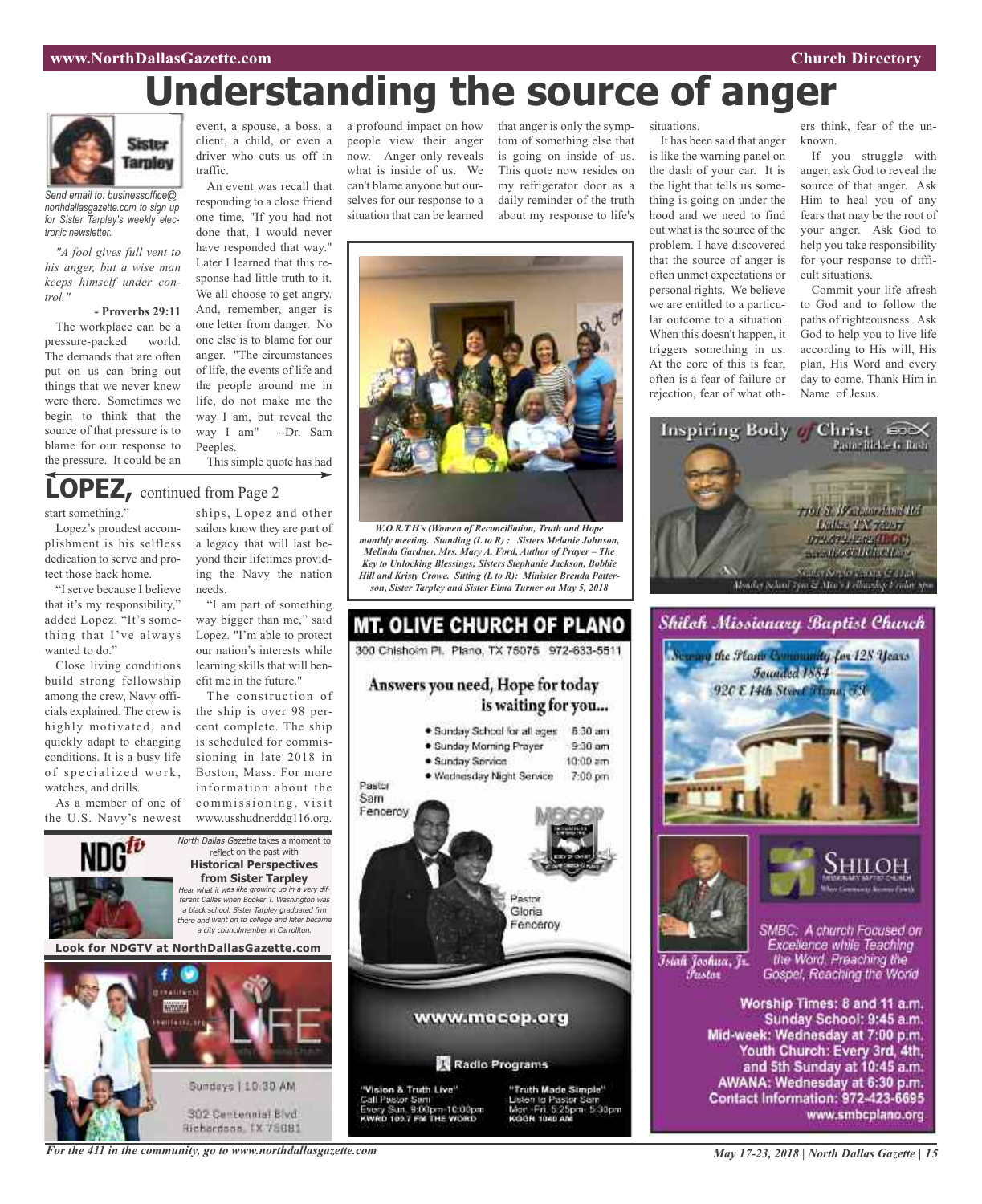# Understanding the source of anger

*Send email to: businessoffice@northdallasgazette.com to sign up for Sister Tarpley's weekly electronic newsletter.*

*"A fool gives full vent to his anger, but a wise man keeps himself under control."*

**- Proverbs 29:11**

The workplace can be a pressure-packed world. The demands that are often put on us can bring out things that we never knew were there. Sometimes we begin to think that the source of that pressure is to blame for our response to the pressure. It could be an event, a spouse, a boss, a client, a child, or even a driver who cuts us off in traffic.

An event was recall that responding to a close friend one time, "If you had not done that, I would never have responded that way." Later I learned that this response had little truth to it. We all choose to get angry. And, remember, anger is one letter from danger. No one else is to blame for our anger. "The circumstances of life, the events of life and the people around me in life, do not make me the way I am, but reveal the way I am" --Dr. Sam Peeples.

This simple quote has had a profound impact on how people view their anger now. Anger only reveals what is inside of us. We can't blame anyone but ourselves for our response to a situation that can be learned that anger is only the symptom of something else that is going on inside of us. This quote now resides on my refrigerator door as a daily reminder of the truth about my response to life's situations.

It has been said that anger is like the warning panel on the dash of your car. It is the light that tells us something is going on under the hood and we need to find out what is the source of the problem. I have discovered that the source of anger is often unmet expectations or personal rights. We believe we are entitled to a particular outcome to a situation. When this doesn't happen, it triggers something in us. At the core of this is fear, often is a fear of failure or rejection, fear of what others think, fear of the unknown.

If you struggle with anger, ask God to reveal the source of that anger. Ask Him to heal you of any fears that may be the root of your anger. Ask God to help you take responsibility for your response to difficult situations.

Commit your life afresh to God and to follow the paths of righteousness. Ask God to help you to live life according to His will, His plan, His Word and every day to come. Thank Him in Name of Jesus.

*W.O.R.T.H's (Women of Reconciliation, Truth and Hope monthly meeting. Standing (L to R) : Sisters Melanie Johnson, Melinda Gardner, Mrs. Mary A. Ford, Author of Prayer – The Key to Unlocking Blessings; Sisters Stephanie Jackson, Bobbie Hill and Kristy Crowe. Sitting (L to R): Minister Brenda Patterson, Sister Tarpley and Sister Elma Turner on May 5, 2018*

## LOPEZ, continued from Page 2

start something."

Lopez's proudest accomplishment is his selfless dedication to serve and protect those back home.

"I serve because I believe that it's my responsibility," added Lopez. "It's something that I've always wanted to do."

Close living conditions build strong fellowship among the crew, Navy officials explained. The crew is highly motivated, and quickly adapt to changing conditions. It is a busy life of specialized work, watches, and drills.

As a member of one of the U.S. Navy's newest ships, Lopez and other sailors know they are part of a legacy that will last beyond their lifetimes providing the Navy the nation needs.

"I am part of something way bigger than me," said Lopez. "I'm able to protect our nation's interests while learning skills that will benefit me in the future."

The construction of the ship is over 98 percent complete. The ship is scheduled for commissioning in late 2018 in Boston, Mass. For more information about the commissioning, visit www.usshudnerddg116.org.

NDGtv

*North Dallas Gazette* takes a moment to reflect on the past with

**Historical Perspectives from Sister Tarpley**

*Hear what it was like growing up in a very different Dallas when Booker T. Washington was a black school. Sister Tarpley graduated frm there and went on to college and later became a city councilmember in Carrollton.*

**Look for NDGTV at NorthDallasGazette.com**

LIFE

Sundays | 10:30 AM

302 Centennial Blvd
Richardson, TX 75081

## MT. OLIVE CHURCH OF PLANO

300 Chisholm Pl. Plano, TX 75075 972-633-5511

**Answers you need, Hope for today is waiting for you...**

- Sunday School for all ages 8:30 am
- Sunday Morning Prayer 9:30 am
- Sunday Service 10:00 am
- Wednesday Night Service 7:00 pm

Pastor Sam Fenceroy

Pastor Gloria Fenceroy

www.mocop.org

Radio Programs

"Vision & Truth Live"
Call Pastor Sam
Every Sun. 9:00pm-10:00pm
KWRD 100.7 FM THE WORD

"Truth Made Simple"
Listen to Pastor Sam
Mon.-Fri. 5:25pm- 5:30pm
KGGR 1040 AM

## Inspiring Body of Christ

Pastor Rickie G. Rush

7701 S. Westmoreland Rd.
Dallas, TX 75237
972.372.4262 (IBOC)
www.IBOCCHURCH.org

## Shiloh Missionary Baptist Church

Serving the Plano Community for 128 Years
Founded 1884
920 E 14th Street Plano, TX

SHILOH

Isiah Joshua, Jr.
Pastor

SMBC: A church Focused on Excellence while Teaching the Word. Preaching the Gospel, Reaching the World

Worship Times: 8 and 11 a.m.
Sunday School: 9:45 a.m.
Mid-week: Wednesday at 7:00 p.m.
Youth Church: Every 3rd, 4th, and 5th Sunday at 10:45 a.m.
AWANA: Wednesday at 6:30 p.m.
Contact Information: 972-423-6695
www.smbcplano.org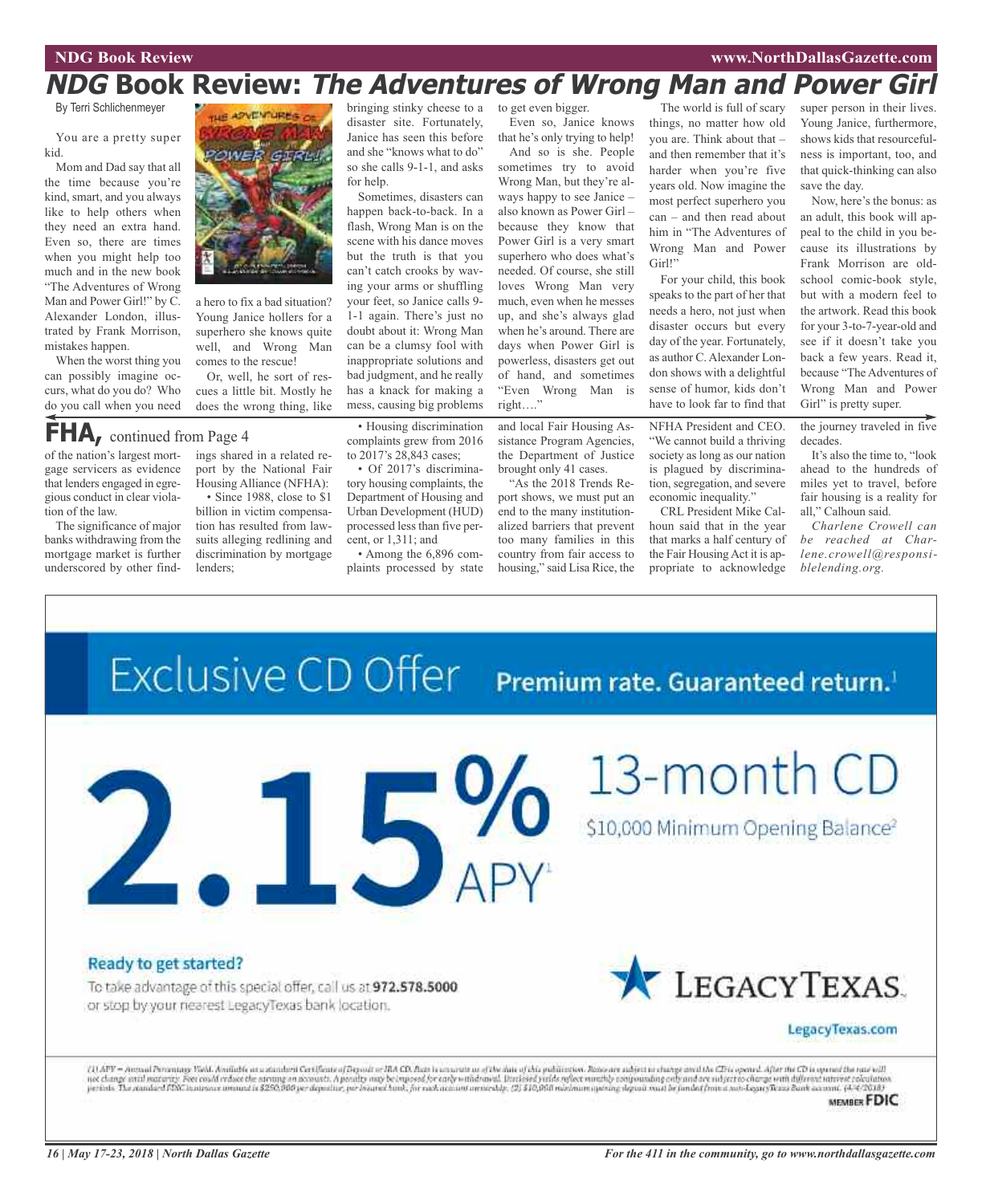# *NDG* Book Review: *The Adventures of Wrong Man and Power Girl*

By Terri Schlichenmeyer

You are a pretty super kid.

Mom and Dad say that all the time because you're kind, smart, and you always like to help others when they need an extra hand. Even so, there are times when you might help too much and in the new book "The Adventures of Wrong Man and Power Girl!" by C. Alexander London, illustrated by Frank Morrison, mistakes happen.

When the worst thing you can possibly imagine occurs, what do you do? Who do you call when you need a hero to fix a bad situation? Young Janice hollers for a superhero she knows quite well, and Wrong Man comes to the rescue!

Or, well, he sort of rescues a little bit. Mostly he does the wrong thing, like bringing stinky cheese to a disaster site. Fortunately, Janice has seen this before and she "knows what to do" so she calls 9-1-1, and asks for help.

Sometimes, disasters can happen back-to-back. In a flash, Wrong Man is on the scene with his dance moves but the truth is that you can't catch crooks by waving your arms or shuffling your feet, so Janice calls 9-1-1 again. There's just no doubt about it: Wrong Man can be a clumsy fool with inappropriate solutions and bad judgment, and he really has a knack for making a mess, causing big problems to get even bigger.

Even so, Janice knows that he's only trying to help!

And so is she. People sometimes try to avoid Wrong Man, but they're always happy to see Janice – also known as Power Girl – because they know that Power Girl is a very smart superhero who does what's needed. Of course, she still loves Wrong Man very much, even when he messes up, and she's always glad when he's around. There are days when Power Girl is powerless, disasters get out of hand, and sometimes "Even Wrong Man is right…."

The world is full of scary things, no matter how old you are. Think about that – and then remember that it's harder when you're five years old. Now imagine the most perfect superhero you can – and then read about him in "The Adventures of Wrong Man and Power Girl!"

For your child, this book speaks to the part of her that needs a hero, not just when disaster occurs but every day of the year. Fortunately, as author C. Alexander London shows with a delightful sense of humor, kids don't have to look far to find that super person in their lives. Young Janice, furthermore, shows kids that resourcefulness is important, too, and that quick-thinking can also save the day.

Now, here's the bonus: as an adult, this book will appeal to the child in you because its illustrations by Frank Morrison are old-school comic-book style, but with a modern feel to the artwork. Read this book for your 3-to-7-year-old and see if it doesn't take you back a few years. Read it, because "The Adventures of Wrong Man and Power Girl" is pretty super.

## FHA, continued from Page 4

of the nation's largest mortgage servicers as evidence that lenders engaged in egregious conduct in clear violation of the law.

The significance of major banks withdrawing from the mortgage market is further underscored by other findings shared in a related report by the National Fair Housing Alliance (NFHA):

- Since 1988, close to $1 billion in victim compensation has resulted from lawsuits alleging redlining and discrimination by mortgage lenders;
- Housing discrimination complaints grew from 2016 to 2017's 28,843 cases;
- Of 2017's discriminatory housing complaints, the Department of Housing and Urban Development (HUD) processed less than five percent, or 1,311; and
- Among the 6,896 complaints processed by state and local Fair Housing Assistance Program Agencies, the Department of Justice brought only 41 cases.

"As the 2018 Trends Report shows, we must put an end to the many institutionalized barriers that prevent too many families in this country from fair access to housing," said Lisa Rice, the NFHA President and CEO. "We cannot build a thriving society as long as our nation is plagued by discrimination, segregation, and severe economic inequality."

CRL President Mike Calhoun said that in the year that marks a half century of the Fair Housing Act it is appropriate to acknowledge the journey traveled in five decades.

It's also the time to, "look ahead to the hundreds of miles yet to travel, before fair housing is a reality for all," Calhoun said.

*Charlene Crowell can be reached at Charlene.crowell@responsiblelending.org.*

---

Exclusive CD Offer **Premium rate. Guaranteed return.**[1]

2.15% APY[1]

13-month CD

$10,000 Minimum Opening Balance[2]

**Ready to get started?**

To take advantage of this special offer, call us at **972.578.5000** or stop by your nearest LegacyTexas bank location.

LegacyTexas

LegacyTexas.com

(1) APY = Annual Percentage Yield. Available as a standard Certificate of Deposit or IRA CD. Rate is accurate as of the date of this publication. Rates are subject to change until the CD is opened. After the CD is opened the rate will not change until maturity. Fees could reduce the earnings on accounts. A penalty may be imposed for early withdrawal. Disclosed yields reflect monthly compounding only and are subject to change with different interest calculation periods. The standard FDIC insurance amount is $250,000 per depositor, per insured bank, for each account ownership. (2) $10,000 minimum opening deposit must be funded from a non-LegacyTexas Bank account. (4/4/2018)

MEMBER FDIC